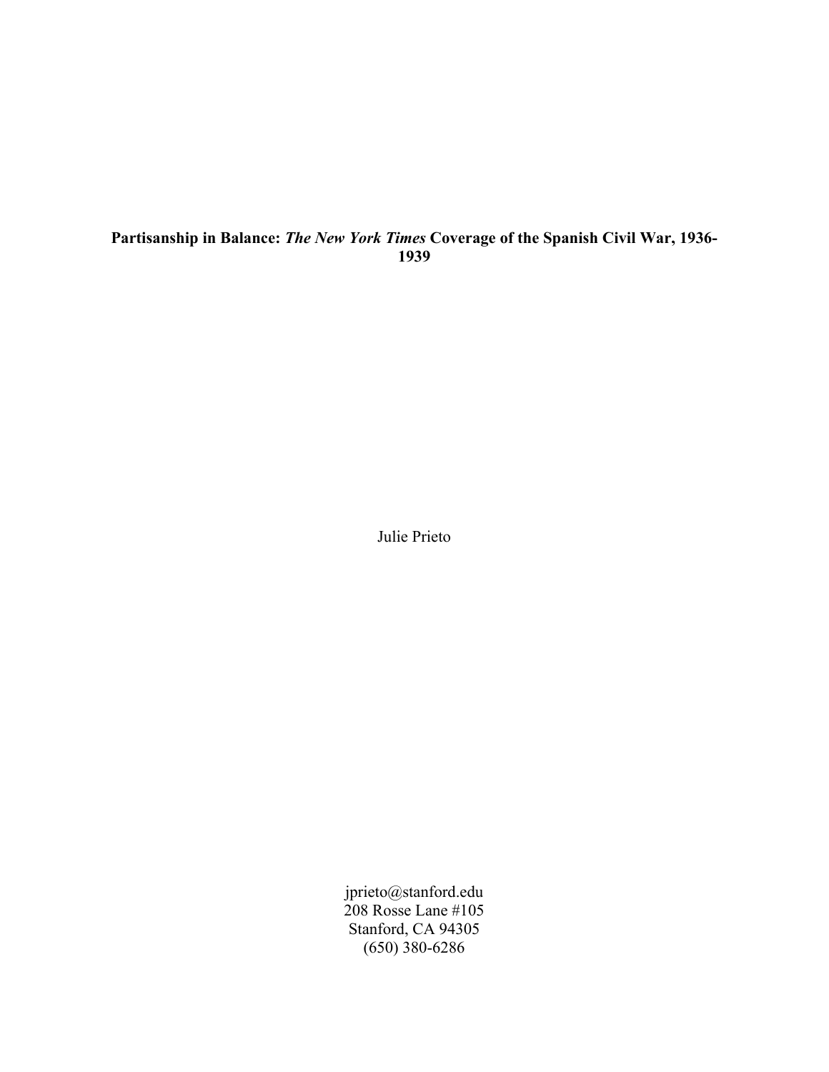# **Partisanship in Balance: *The New York Times* Coverage of the Spanish Civil War, 1936-1939**

Julie Prieto

jprieto@stanford.edu
208 Rosse Lane #105
Stanford, CA 94305
(650) 380-6286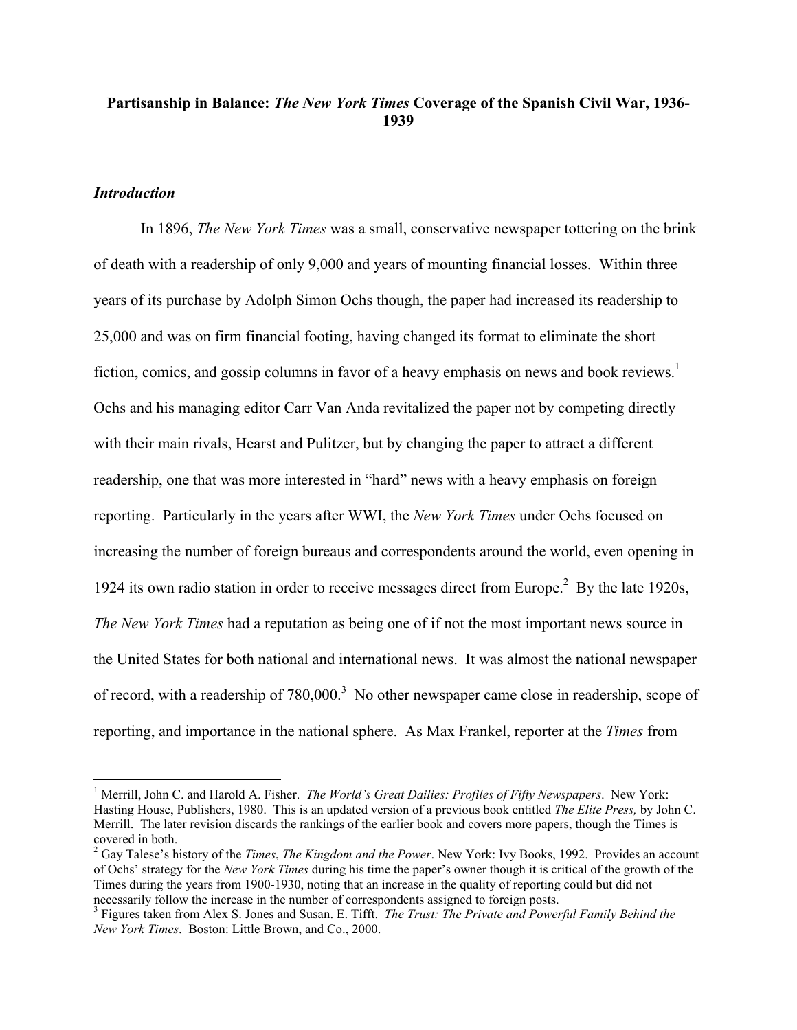**Partisanship in Balance: *The New York Times* Coverage of the Spanish Civil War, 1936-1939**

### *Introduction*

In 1896, *The New York Times* was a small, conservative newspaper tottering on the brink of death with a readership of only 9,000 and years of mounting financial losses. Within three years of its purchase by Adolph Simon Ochs though, the paper had increased its readership to 25,000 and was on firm financial footing, having changed its format to eliminate the short fiction, comics, and gossip columns in favor of a heavy emphasis on news and book reviews.[1] Ochs and his managing editor Carr Van Anda revitalized the paper not by competing directly with their main rivals, Hearst and Pulitzer, but by changing the paper to attract a different readership, one that was more interested in "hard" news with a heavy emphasis on foreign reporting. Particularly in the years after WWI, the *New York Times* under Ochs focused on increasing the number of foreign bureaus and correspondents around the world, even opening in 1924 its own radio station in order to receive messages direct from Europe.[2] By the late 1920s, *The New York Times* had a reputation as being one of if not the most important news source in the United States for both national and international news. It was almost the national newspaper of record, with a readership of 780,000.[3] No other newspaper came close in readership, scope of reporting, and importance in the national sphere. As Max Frankel, reporter at the *Times* from

---

[1] Merrill, John C. and Harold A. Fisher. *The World's Great Dailies: Profiles of Fifty Newspapers*. New York: Hasting House, Publishers, 1980. This is an updated version of a previous book entitled *The Elite Press,* by John C. Merrill. The later revision discards the rankings of the earlier book and covers more papers, though the Times is covered in both.

[2] Gay Talese's history of the *Times*, *The Kingdom and the Power*. New York: Ivy Books, 1992. Provides an account of Ochs' strategy for the *New York Times* during his time the paper's owner though it is critical of the growth of the Times during the years from 1900-1930, noting that an increase in the quality of reporting could but did not necessarily follow the increase in the number of correspondents assigned to foreign posts.

[3] Figures taken from Alex S. Jones and Susan. E. Tifft. *The Trust: The Private and Powerful Family Behind the New York Times*. Boston: Little Brown, and Co., 2000.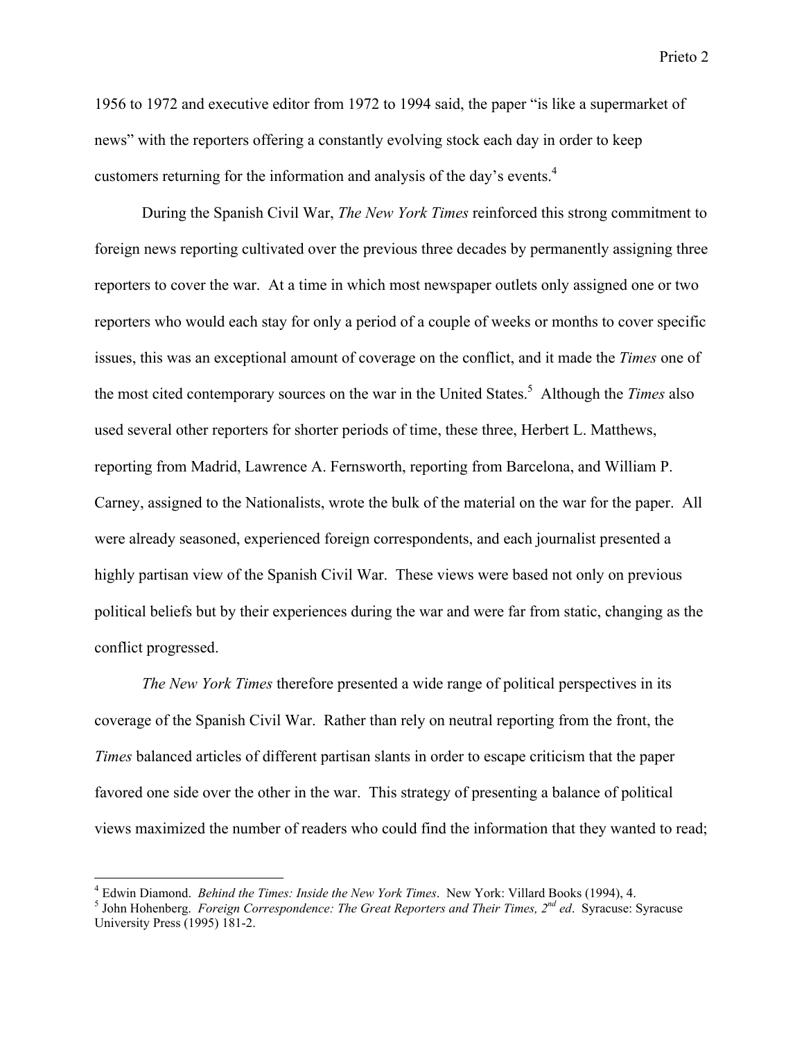1956 to 1972 and executive editor from 1972 to 1994 said, the paper "is like a supermarket of news" with the reporters offering a constantly evolving stock each day in order to keep customers returning for the information and analysis of the day's events.[4]

During the Spanish Civil War, *The New York Times* reinforced this strong commitment to foreign news reporting cultivated over the previous three decades by permanently assigning three reporters to cover the war. At a time in which most newspaper outlets only assigned one or two reporters who would each stay for only a period of a couple of weeks or months to cover specific issues, this was an exceptional amount of coverage on the conflict, and it made the *Times* one of the most cited contemporary sources on the war in the United States.[5] Although the *Times* also used several other reporters for shorter periods of time, these three, Herbert L. Matthews, reporting from Madrid, Lawrence A. Fernsworth, reporting from Barcelona, and William P. Carney, assigned to the Nationalists, wrote the bulk of the material on the war for the paper. All were already seasoned, experienced foreign correspondents, and each journalist presented a highly partisan view of the Spanish Civil War. These views were based not only on previous political beliefs but by their experiences during the war and were far from static, changing as the conflict progressed.

*The New York Times* therefore presented a wide range of political perspectives in its coverage of the Spanish Civil War. Rather than rely on neutral reporting from the front, the *Times* balanced articles of different partisan slants in order to escape criticism that the paper favored one side over the other in the war. This strategy of presenting a balance of political views maximized the number of readers who could find the information that they wanted to read;

---

[4] Edwin Diamond. *Behind the Times: Inside the New York Times*. New York: Villard Books (1994), 4.

[5] John Hohenberg. *Foreign Correspondence: The Great Reporters and Their Times, 2nd ed*. Syracuse: Syracuse University Press (1995) 181-2.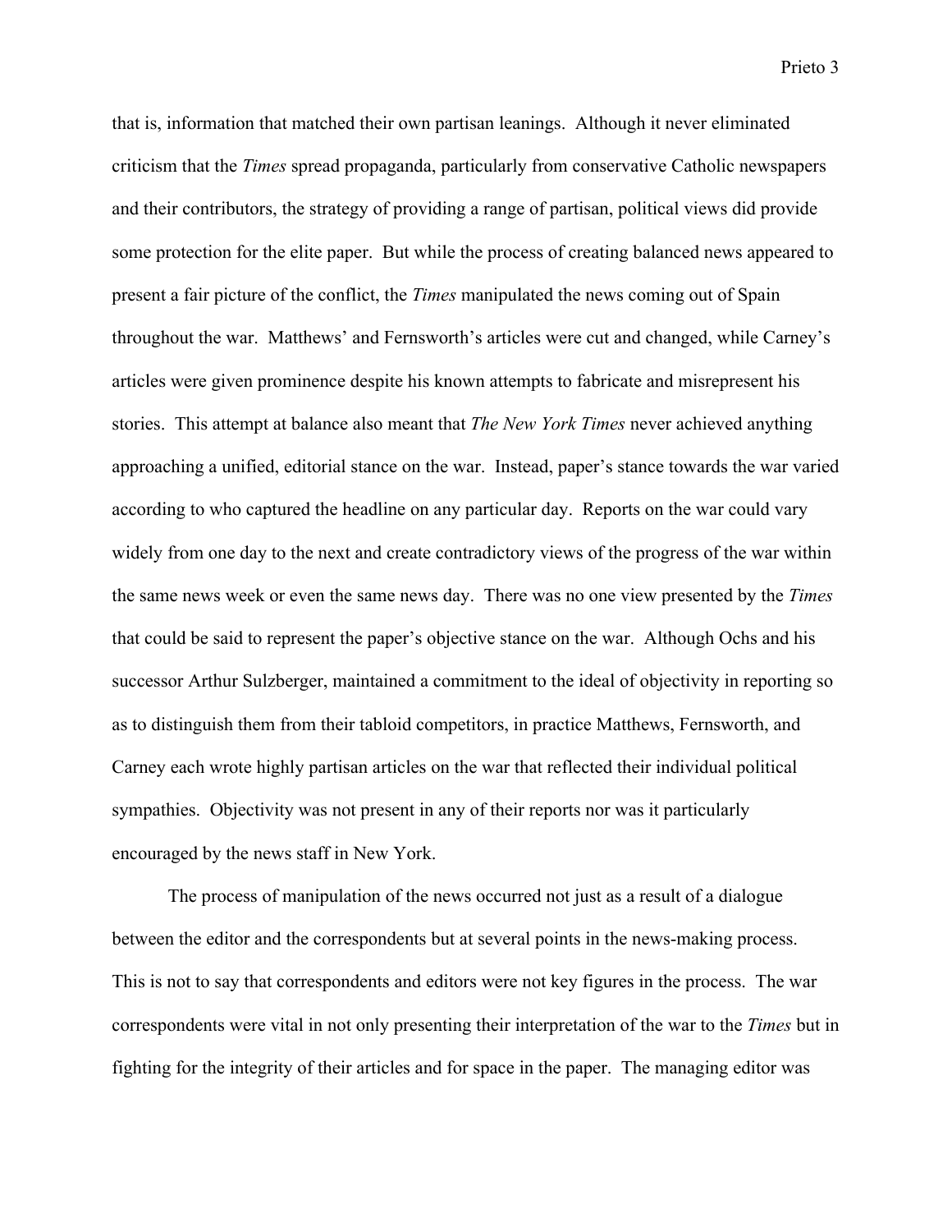that is, information that matched their own partisan leanings. Although it never eliminated criticism that the *Times* spread propaganda, particularly from conservative Catholic newspapers and their contributors, the strategy of providing a range of partisan, political views did provide some protection for the elite paper. But while the process of creating balanced news appeared to present a fair picture of the conflict, the *Times* manipulated the news coming out of Spain throughout the war. Matthews' and Fernsworth's articles were cut and changed, while Carney's articles were given prominence despite his known attempts to fabricate and misrepresent his stories. This attempt at balance also meant that *The New York Times* never achieved anything approaching a unified, editorial stance on the war. Instead, paper's stance towards the war varied according to who captured the headline on any particular day. Reports on the war could vary widely from one day to the next and create contradictory views of the progress of the war within the same news week or even the same news day. There was no one view presented by the *Times* that could be said to represent the paper's objective stance on the war. Although Ochs and his successor Arthur Sulzberger, maintained a commitment to the ideal of objectivity in reporting so as to distinguish them from their tabloid competitors, in practice Matthews, Fernsworth, and Carney each wrote highly partisan articles on the war that reflected their individual political sympathies. Objectivity was not present in any of their reports nor was it particularly encouraged by the news staff in New York.

The process of manipulation of the news occurred not just as a result of a dialogue between the editor and the correspondents but at several points in the news-making process. This is not to say that correspondents and editors were not key figures in the process. The war correspondents were vital in not only presenting their interpretation of the war to the *Times* but in fighting for the integrity of their articles and for space in the paper. The managing editor was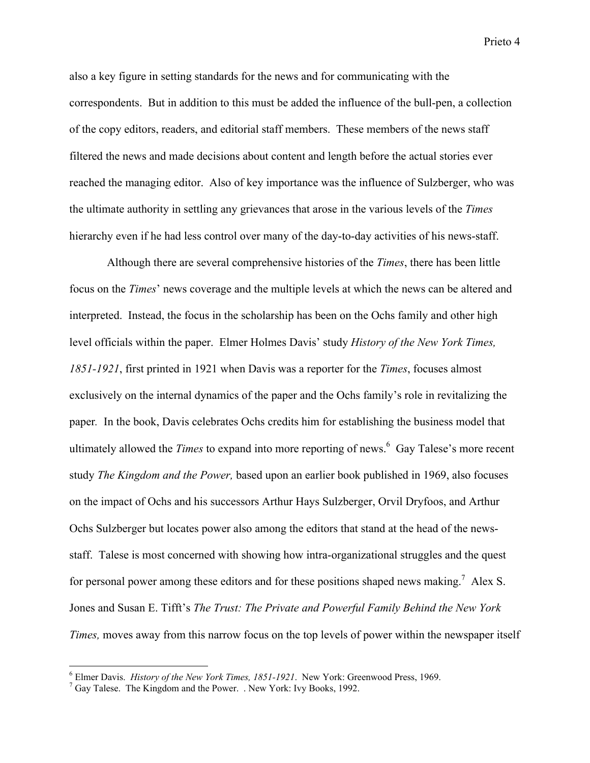also a key figure in setting standards for the news and for communicating with the correspondents. But in addition to this must be added the influence of the bull-pen, a collection of the copy editors, readers, and editorial staff members. These members of the news staff filtered the news and made decisions about content and length before the actual stories ever reached the managing editor. Also of key importance was the influence of Sulzberger, who was the ultimate authority in settling any grievances that arose in the various levels of the *Times* hierarchy even if he had less control over many of the day-to-day activities of his news-staff.

Although there are several comprehensive histories of the *Times*, there has been little focus on the *Times*' news coverage and the multiple levels at which the news can be altered and interpreted. Instead, the focus in the scholarship has been on the Ochs family and other high level officials within the paper. Elmer Holmes Davis' study *History of the New York Times, 1851-1921*, first printed in 1921 when Davis was a reporter for the *Times*, focuses almost exclusively on the internal dynamics of the paper and the Ochs family's role in revitalizing the paper. In the book, Davis celebrates Ochs credits him for establishing the business model that ultimately allowed the *Times* to expand into more reporting of news.[6] Gay Talese's more recent study *The Kingdom and the Power,* based upon an earlier book published in 1969, also focuses on the impact of Ochs and his successors Arthur Hays Sulzberger, Orvil Dryfoos, and Arthur Ochs Sulzberger but locates power also among the editors that stand at the head of the news-staff. Talese is most concerned with showing how intra-organizational struggles and the quest for personal power among these editors and for these positions shaped news making.[7] Alex S. Jones and Susan E. Tifft's *The Trust: The Private and Powerful Family Behind the New York Times,* moves away from this narrow focus on the top levels of power within the newspaper itself

---

[6] Elmer Davis. *History of the New York Times, 1851-1921*. New York: Greenwood Press, 1969.

[7] Gay Talese. The Kingdom and the Power. . New York: Ivy Books, 1992.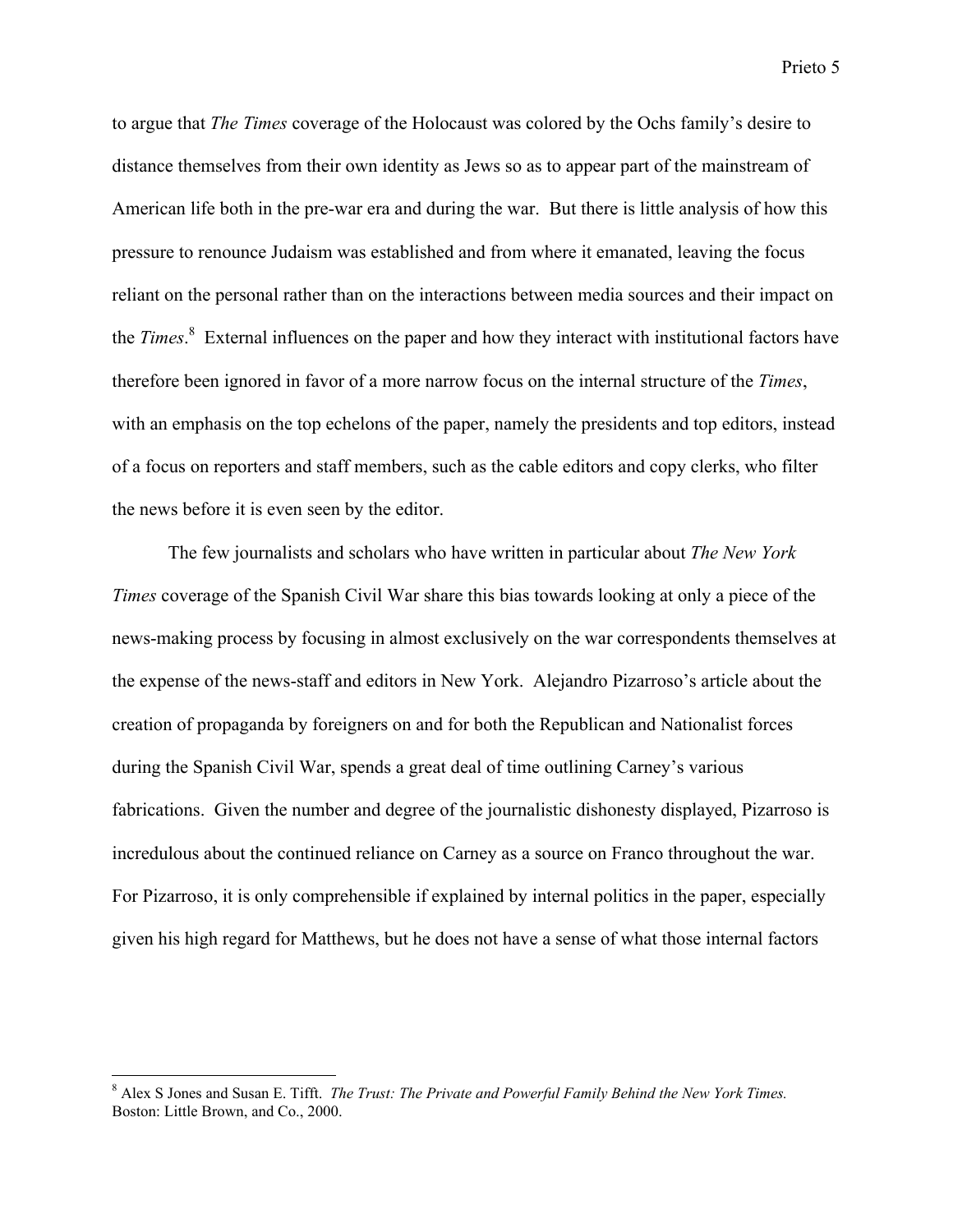to argue that *The Times* coverage of the Holocaust was colored by the Ochs family's desire to distance themselves from their own identity as Jews so as to appear part of the mainstream of American life both in the pre-war era and during the war. But there is little analysis of how this pressure to renounce Judaism was established and from where it emanated, leaving the focus reliant on the personal rather than on the interactions between media sources and their impact on the *Times*.[8] External influences on the paper and how they interact with institutional factors have therefore been ignored in favor of a more narrow focus on the internal structure of the *Times*, with an emphasis on the top echelons of the paper, namely the presidents and top editors, instead of a focus on reporters and staff members, such as the cable editors and copy clerks, who filter the news before it is even seen by the editor.

The few journalists and scholars who have written in particular about *The New York Times* coverage of the Spanish Civil War share this bias towards looking at only a piece of the news-making process by focusing in almost exclusively on the war correspondents themselves at the expense of the news-staff and editors in New York. Alejandro Pizarroso's article about the creation of propaganda by foreigners on and for both the Republican and Nationalist forces during the Spanish Civil War, spends a great deal of time outlining Carney's various fabrications. Given the number and degree of the journalistic dishonesty displayed, Pizarroso is incredulous about the continued reliance on Carney as a source on Franco throughout the war. For Pizarroso, it is only comprehensible if explained by internal politics in the paper, especially given his high regard for Matthews, but he does not have a sense of what those internal factors

---

[8] Alex S Jones and Susan E. Tifft. *The Trust: The Private and Powerful Family Behind the New York Times.* Boston: Little Brown, and Co., 2000.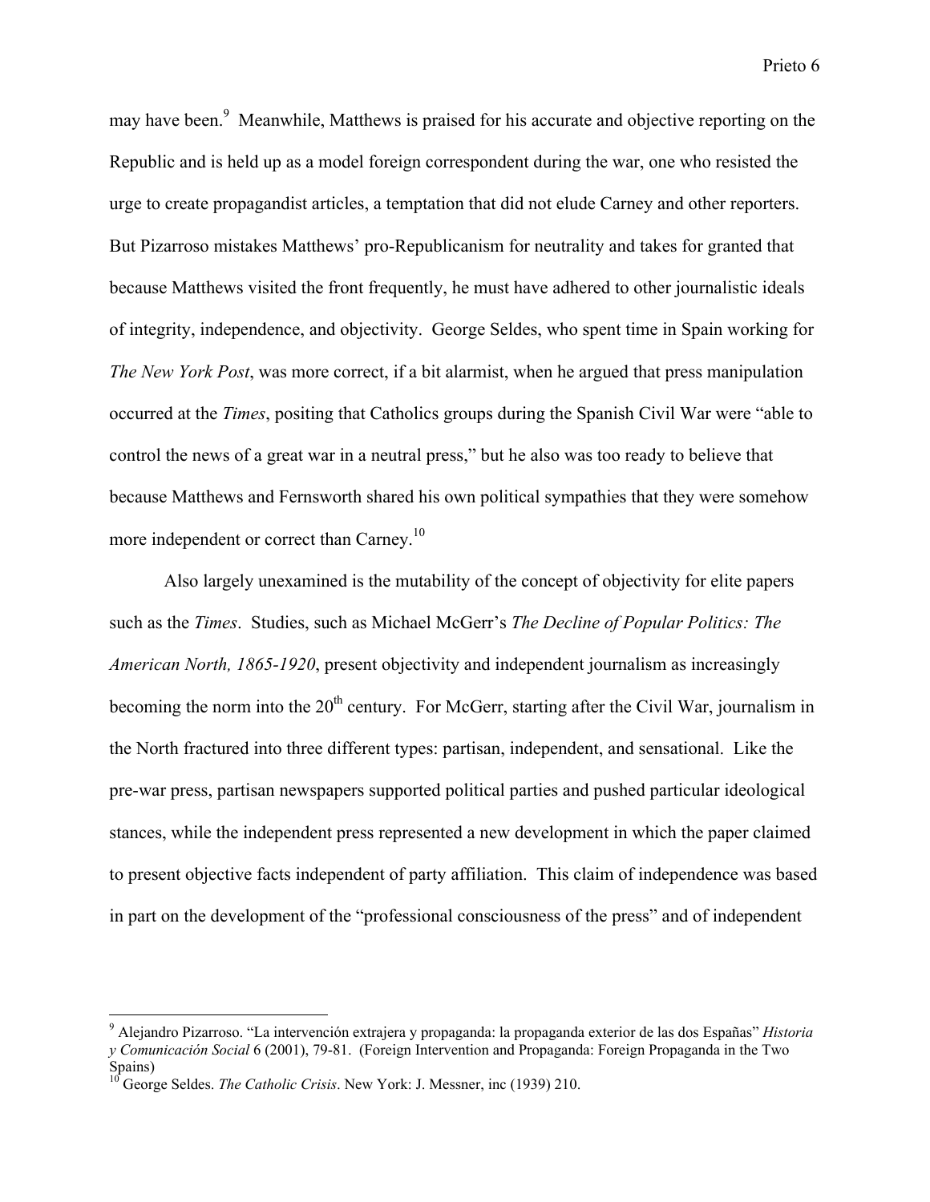may have been.[9] Meanwhile, Matthews is praised for his accurate and objective reporting on the Republic and is held up as a model foreign correspondent during the war, one who resisted the urge to create propagandist articles, a temptation that did not elude Carney and other reporters. But Pizarroso mistakes Matthews' pro-Republicanism for neutrality and takes for granted that because Matthews visited the front frequently, he must have adhered to other journalistic ideals of integrity, independence, and objectivity. George Seldes, who spent time in Spain working for *The New York Post*, was more correct, if a bit alarmist, when he argued that press manipulation occurred at the *Times*, positing that Catholics groups during the Spanish Civil War were "able to control the news of a great war in a neutral press," but he also was too ready to believe that because Matthews and Fernsworth shared his own political sympathies that they were somehow more independent or correct than Carney.[10]

Also largely unexamined is the mutability of the concept of objectivity for elite papers such as the *Times*. Studies, such as Michael McGerr's *The Decline of Popular Politics: The American North, 1865-1920*, present objectivity and independent journalism as increasingly becoming the norm into the 20th century. For McGerr, starting after the Civil War, journalism in the North fractured into three different types: partisan, independent, and sensational. Like the pre-war press, partisan newspapers supported political parties and pushed particular ideological stances, while the independent press represented a new development in which the paper claimed to present objective facts independent of party affiliation. This claim of independence was based in part on the development of the "professional consciousness of the press" and of independent

---

[9] Alejandro Pizarroso. "La intervención extrajera y propaganda: la propaganda exterior de las dos Españas" *Historia y Comunicación Social* 6 (2001), 79-81. (Foreign Intervention and Propaganda: Foreign Propaganda in the Two Spains)

[10] George Seldes. *The Catholic Crisis*. New York: J. Messner, inc (1939) 210.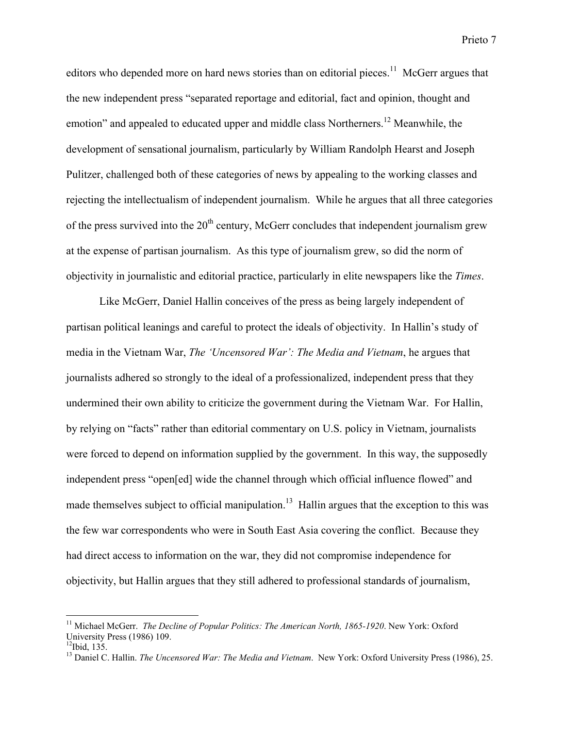editors who depended more on hard news stories than on editorial pieces.[11] McGerr argues that the new independent press "separated reportage and editorial, fact and opinion, thought and emotion" and appealed to educated upper and middle class Northerners.[12] Meanwhile, the development of sensational journalism, particularly by William Randolph Hearst and Joseph Pulitzer, challenged both of these categories of news by appealing to the working classes and rejecting the intellectualism of independent journalism. While he argues that all three categories of the press survived into the 20th century, McGerr concludes that independent journalism grew at the expense of partisan journalism. As this type of journalism grew, so did the norm of objectivity in journalistic and editorial practice, particularly in elite newspapers like the *Times*.

Like McGerr, Daniel Hallin conceives of the press as being largely independent of partisan political leanings and careful to protect the ideals of objectivity. In Hallin's study of media in the Vietnam War, *The 'Uncensored War': The Media and Vietnam*, he argues that journalists adhered so strongly to the ideal of a professionalized, independent press that they undermined their own ability to criticize the government during the Vietnam War. For Hallin, by relying on "facts" rather than editorial commentary on U.S. policy in Vietnam, journalists were forced to depend on information supplied by the government. In this way, the supposedly independent press "open[ed] wide the channel through which official influence flowed" and made themselves subject to official manipulation.[13] Hallin argues that the exception to this was the few war correspondents who were in South East Asia covering the conflict. Because they had direct access to information on the war, they did not compromise independence for objectivity, but Hallin argues that they still adhered to professional standards of journalism,

---

[11] Michael McGerr. *The Decline of Popular Politics: The American North, 1865-1920*. New York: Oxford University Press (1986) 109.

[12] Ibid, 135.

[13] Daniel C. Hallin. *The Uncensored War: The Media and Vietnam*. New York: Oxford University Press (1986), 25.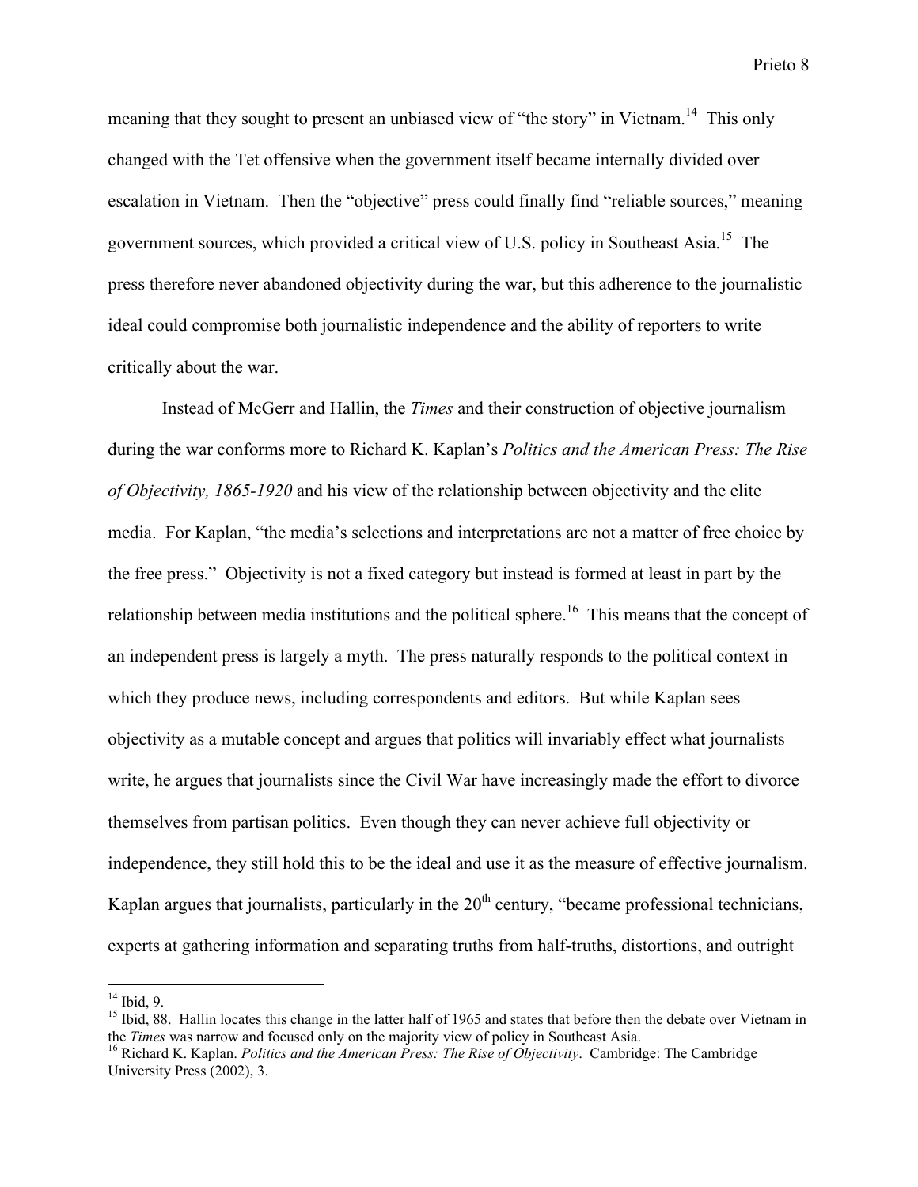meaning that they sought to present an unbiased view of "the story" in Vietnam.[14] This only changed with the Tet offensive when the government itself became internally divided over escalation in Vietnam. Then the "objective" press could finally find "reliable sources," meaning government sources, which provided a critical view of U.S. policy in Southeast Asia.[15] The press therefore never abandoned objectivity during the war, but this adherence to the journalistic ideal could compromise both journalistic independence and the ability of reporters to write critically about the war.

Instead of McGerr and Hallin, the *Times* and their construction of objective journalism during the war conforms more to Richard K. Kaplan's *Politics and the American Press: The Rise of Objectivity, 1865-1920* and his view of the relationship between objectivity and the elite media. For Kaplan, "the media's selections and interpretations are not a matter of free choice by the free press." Objectivity is not a fixed category but instead is formed at least in part by the relationship between media institutions and the political sphere.[16] This means that the concept of an independent press is largely a myth. The press naturally responds to the political context in which they produce news, including correspondents and editors. But while Kaplan sees objectivity as a mutable concept and argues that politics will invariably effect what journalists write, he argues that journalists since the Civil War have increasingly made the effort to divorce themselves from partisan politics. Even though they can never achieve full objectivity or independence, they still hold this to be the ideal and use it as the measure of effective journalism. Kaplan argues that journalists, particularly in the 20th century, "became professional technicians, experts at gathering information and separating truths from half-truths, distortions, and outright

---

[14] Ibid, 9.

[15] Ibid, 88. Hallin locates this change in the latter half of 1965 and states that before then the debate over Vietnam in the *Times* was narrow and focused only on the majority view of policy in Southeast Asia.

[16] Richard K. Kaplan. *Politics and the American Press: The Rise of Objectivity*. Cambridge: The Cambridge University Press (2002), 3.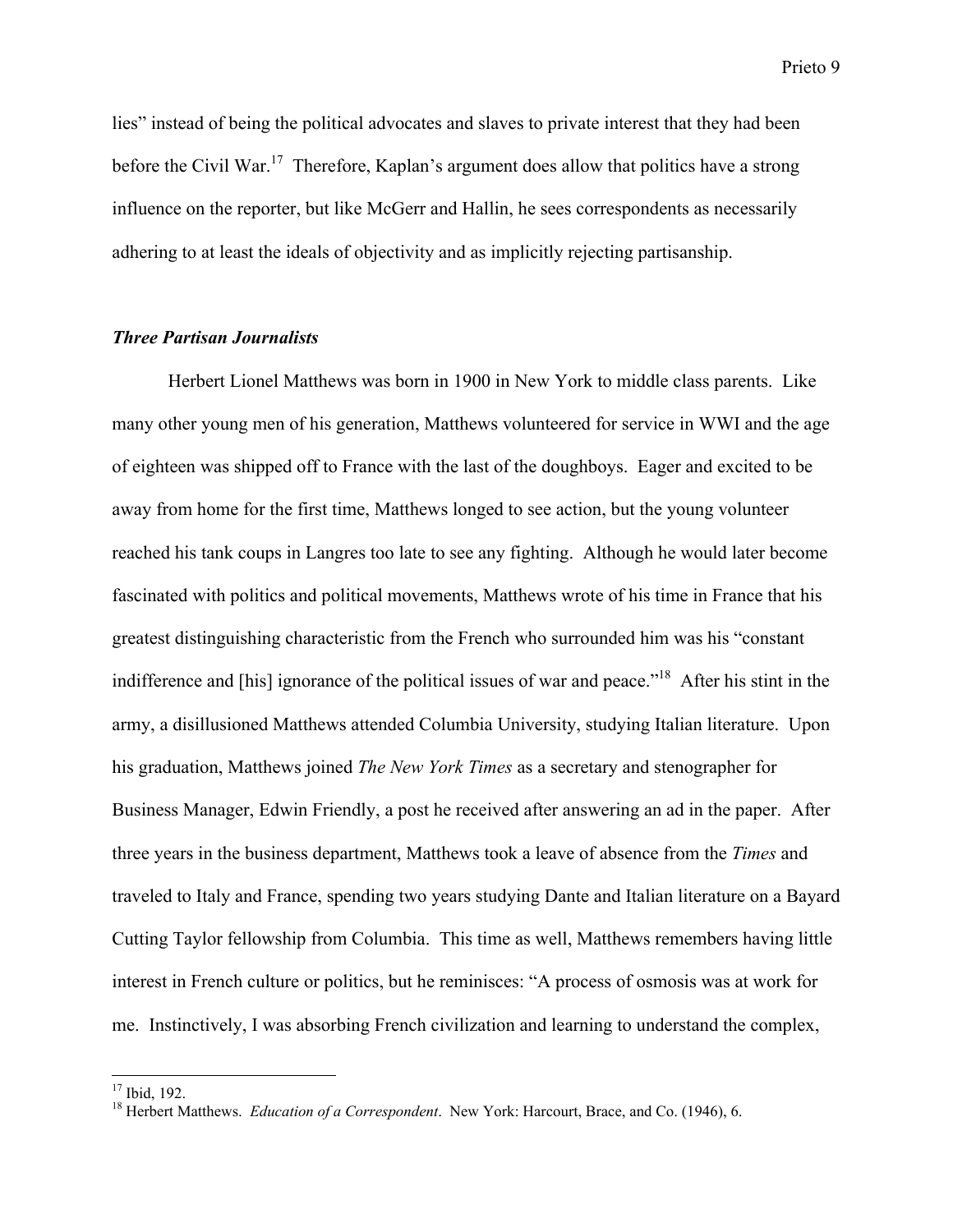lies" instead of being the political advocates and slaves to private interest that they had been before the Civil War.[17] Therefore, Kaplan's argument does allow that politics have a strong influence on the reporter, but like McGerr and Hallin, he sees correspondents as necessarily adhering to at least the ideals of objectivity and as implicitly rejecting partisanship.

### ***Three Partisan Journalists***

Herbert Lionel Matthews was born in 1900 in New York to middle class parents. Like many other young men of his generation, Matthews volunteered for service in WWI and the age of eighteen was shipped off to France with the last of the doughboys. Eager and excited to be away from home for the first time, Matthews longed to see action, but the young volunteer reached his tank coups in Langres too late to see any fighting. Although he would later become fascinated with politics and political movements, Matthews wrote of his time in France that his greatest distinguishing characteristic from the French who surrounded him was his "constant indifference and [his] ignorance of the political issues of war and peace."[18] After his stint in the army, a disillusioned Matthews attended Columbia University, studying Italian literature. Upon his graduation, Matthews joined *The New York Times* as a secretary and stenographer for Business Manager, Edwin Friendly, a post he received after answering an ad in the paper. After three years in the business department, Matthews took a leave of absence from the *Times* and traveled to Italy and France, spending two years studying Dante and Italian literature on a Bayard Cutting Taylor fellowship from Columbia. This time as well, Matthews remembers having little interest in French culture or politics, but he reminisces: "A process of osmosis was at work for me. Instinctively, I was absorbing French civilization and learning to understand the complex,

---

[17] Ibid, 192.

[18] Herbert Matthews. *Education of a Correspondent*. New York: Harcourt, Brace, and Co. (1946), 6.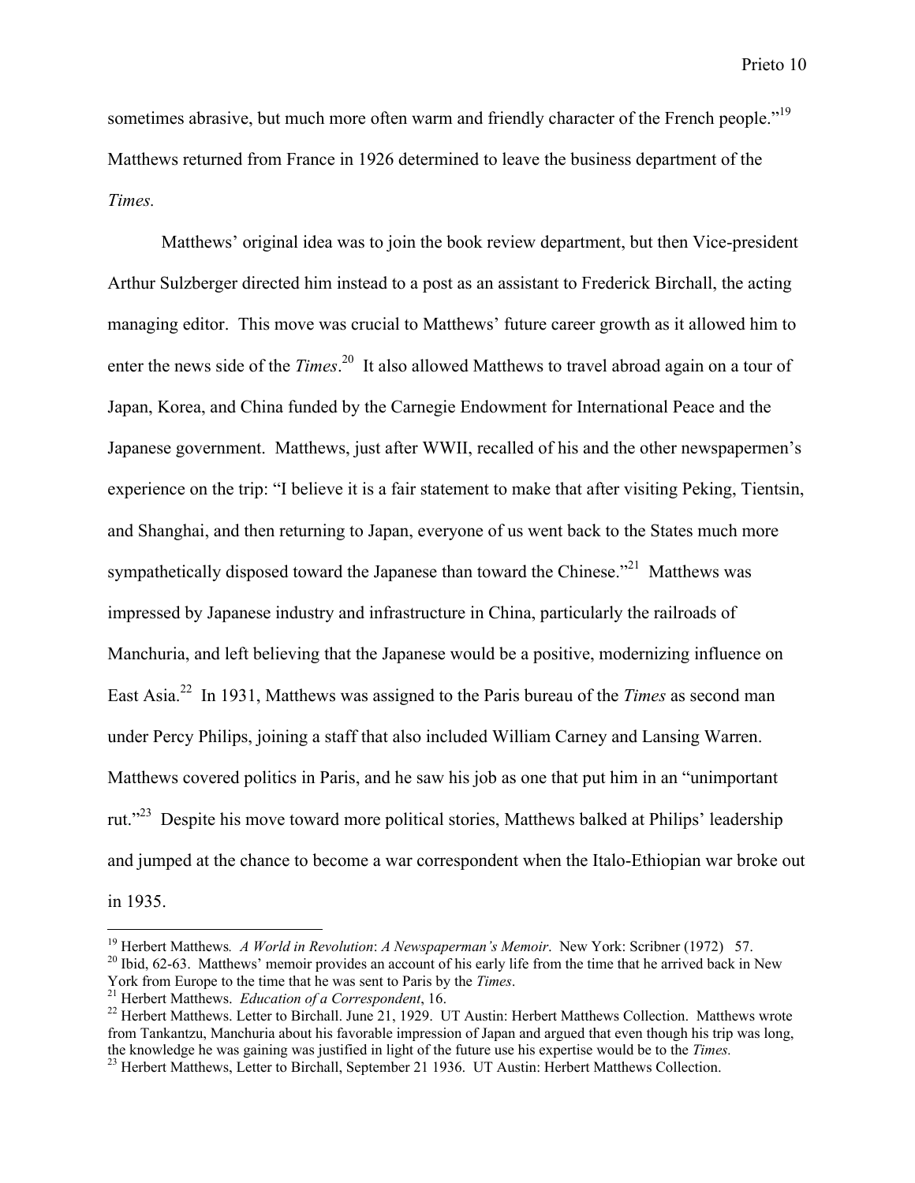sometimes abrasive, but much more often warm and friendly character of the French people."[19] Matthews returned from France in 1926 determined to leave the business department of the *Times.*

Matthews' original idea was to join the book review department, but then Vice-president Arthur Sulzberger directed him instead to a post as an assistant to Frederick Birchall, the acting managing editor. This move was crucial to Matthews' future career growth as it allowed him to enter the news side of the *Times*.[20] It also allowed Matthews to travel abroad again on a tour of Japan, Korea, and China funded by the Carnegie Endowment for International Peace and the Japanese government. Matthews, just after WWII, recalled of his and the other newspapermen's experience on the trip: "I believe it is a fair statement to make that after visiting Peking, Tientsin, and Shanghai, and then returning to Japan, everyone of us went back to the States much more sympathetically disposed toward the Japanese than toward the Chinese."[21] Matthews was impressed by Japanese industry and infrastructure in China, particularly the railroads of Manchuria, and left believing that the Japanese would be a positive, modernizing influence on East Asia.[22] In 1931, Matthews was assigned to the Paris bureau of the *Times* as second man under Percy Philips, joining a staff that also included William Carney and Lansing Warren. Matthews covered politics in Paris, and he saw his job as one that put him in an "unimportant rut."[23] Despite his move toward more political stories, Matthews balked at Philips' leadership and jumped at the chance to become a war correspondent when the Italo-Ethiopian war broke out in 1935.

---

[19] Herbert Matthews*. A World in Revolution*: *A Newspaperman's Memoir*. New York: Scribner (1972) 57.

[20] Ibid, 62-63. Matthews' memoir provides an account of his early life from the time that he arrived back in New York from Europe to the time that he was sent to Paris by the *Times*.

[21] Herbert Matthews. *Education of a Correspondent*, 16.

[22] Herbert Matthews. Letter to Birchall. June 21, 1929. UT Austin: Herbert Matthews Collection. Matthews wrote from Tankantzu, Manchuria about his favorable impression of Japan and argued that even though his trip was long, the knowledge he was gaining was justified in light of the future use his expertise would be to the *Times.*

[23] Herbert Matthews, Letter to Birchall, September 21 1936. UT Austin: Herbert Matthews Collection.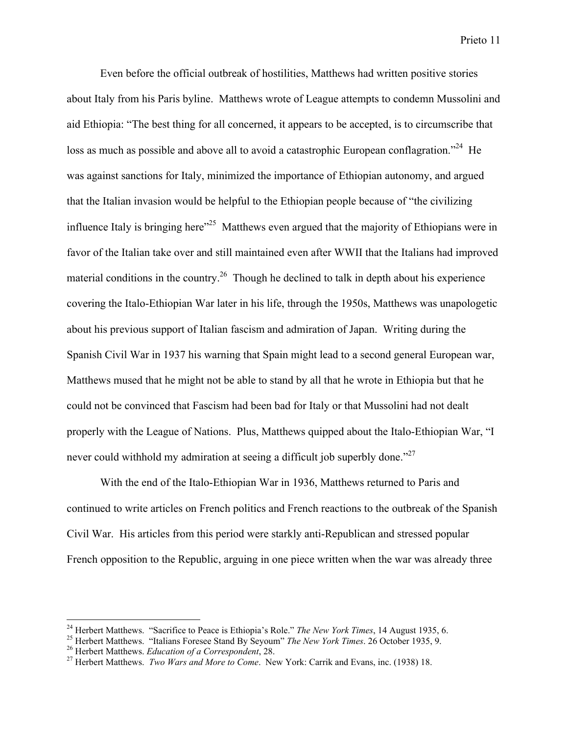Even before the official outbreak of hostilities, Matthews had written positive stories about Italy from his Paris byline. Matthews wrote of League attempts to condemn Mussolini and aid Ethiopia: "The best thing for all concerned, it appears to be accepted, is to circumscribe that loss as much as possible and above all to avoid a catastrophic European conflagration."[24] He was against sanctions for Italy, minimized the importance of Ethiopian autonomy, and argued that the Italian invasion would be helpful to the Ethiopian people because of "the civilizing influence Italy is bringing here"[25] Matthews even argued that the majority of Ethiopians were in favor of the Italian take over and still maintained even after WWII that the Italians had improved material conditions in the country.[26] Though he declined to talk in depth about his experience covering the Italo-Ethiopian War later in his life, through the 1950s, Matthews was unapologetic about his previous support of Italian fascism and admiration of Japan. Writing during the Spanish Civil War in 1937 his warning that Spain might lead to a second general European war, Matthews mused that he might not be able to stand by all that he wrote in Ethiopia but that he could not be convinced that Fascism had been bad for Italy or that Mussolini had not dealt properly with the League of Nations. Plus, Matthews quipped about the Italo-Ethiopian War, "I never could withhold my admiration at seeing a difficult job superbly done."[27]

With the end of the Italo-Ethiopian War in 1936, Matthews returned to Paris and continued to write articles on French politics and French reactions to the outbreak of the Spanish Civil War. His articles from this period were starkly anti-Republican and stressed popular French opposition to the Republic, arguing in one piece written when the war was already three

---

[24] Herbert Matthews. "Sacrifice to Peace is Ethiopia's Role." *The New York Times*, 14 August 1935, 6.

[25] Herbert Matthews. "Italians Foresee Stand By Seyoum" *The New York Times*. 26 October 1935, 9.

[26] Herbert Matthews. *Education of a Correspondent*, 28.

[27] Herbert Matthews. *Two Wars and More to Come*. New York: Carrik and Evans, inc. (1938) 18.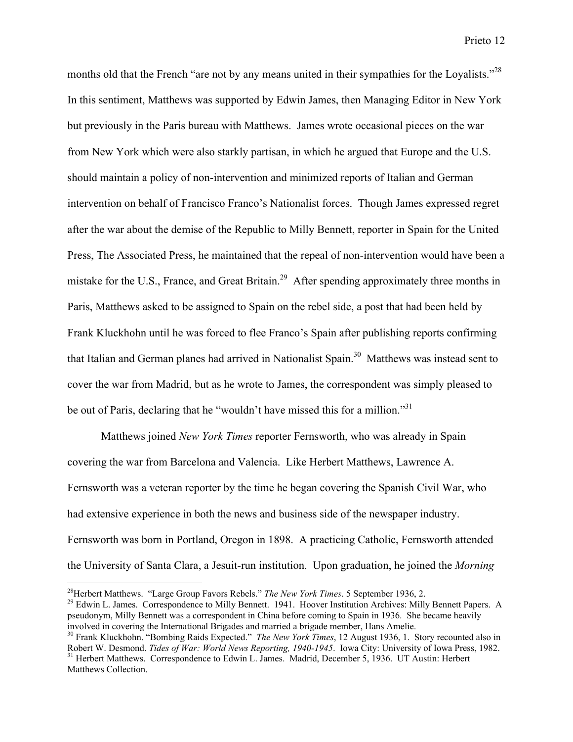months old that the French "are not by any means united in their sympathies for the Loyalists."[28] In this sentiment, Matthews was supported by Edwin James, then Managing Editor in New York but previously in the Paris bureau with Matthews. James wrote occasional pieces on the war from New York which were also starkly partisan, in which he argued that Europe and the U.S. should maintain a policy of non-intervention and minimized reports of Italian and German intervention on behalf of Francisco Franco's Nationalist forces. Though James expressed regret after the war about the demise of the Republic to Milly Bennett, reporter in Spain for the United Press, The Associated Press, he maintained that the repeal of non-intervention would have been a mistake for the U.S., France, and Great Britain.[29] After spending approximately three months in Paris, Matthews asked to be assigned to Spain on the rebel side, a post that had been held by Frank Kluckhohn until he was forced to flee Franco's Spain after publishing reports confirming that Italian and German planes had arrived in Nationalist Spain.[30] Matthews was instead sent to cover the war from Madrid, but as he wrote to James, the correspondent was simply pleased to be out of Paris, declaring that he "wouldn't have missed this for a million."[31]

Matthews joined *New York Times* reporter Fernsworth, who was already in Spain covering the war from Barcelona and Valencia. Like Herbert Matthews, Lawrence A. Fernsworth was a veteran reporter by the time he began covering the Spanish Civil War, who had extensive experience in both the news and business side of the newspaper industry. Fernsworth was born in Portland, Oregon in 1898. A practicing Catholic, Fernsworth attended the University of Santa Clara, a Jesuit-run institution. Upon graduation, he joined the *Morning*

---

[28] Herbert Matthews. "Large Group Favors Rebels." *The New York Times*. 5 September 1936, 2.

[29] Edwin L. James. Correspondence to Milly Bennett. 1941. Hoover Institution Archives: Milly Bennett Papers. A pseudonym, Milly Bennett was a correspondent in China before coming to Spain in 1936. She became heavily involved in covering the International Brigades and married a brigade member, Hans Amelie.

[30] Frank Kluckhohn. "Bombing Raids Expected." *The New York Times*, 12 August 1936, 1. Story recounted also in Robert W. Desmond. *Tides of War: World News Reporting, 1940-1945*. Iowa City: University of Iowa Press, 1982.

[31] Herbert Matthews. Correspondence to Edwin L. James. Madrid, December 5, 1936. UT Austin: Herbert Matthews Collection.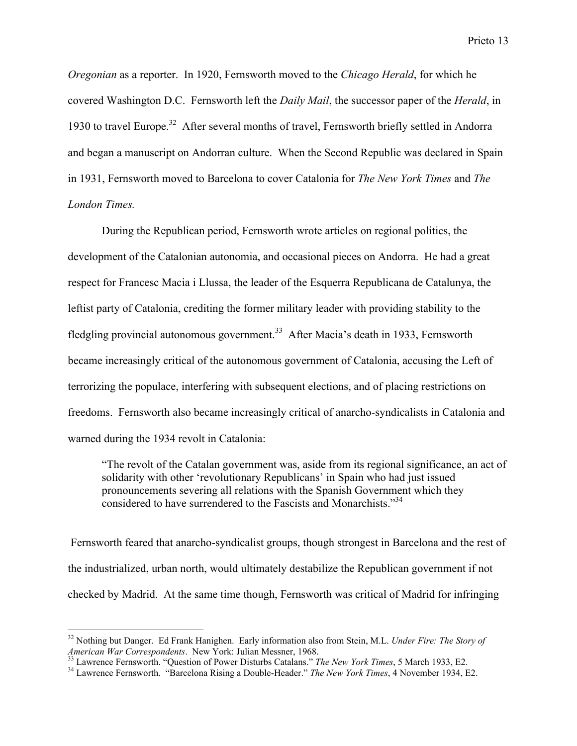*Oregonian* as a reporter. In 1920, Fernsworth moved to the *Chicago Herald*, for which he covered Washington D.C. Fernsworth left the *Daily Mail*, the successor paper of the *Herald*, in 1930 to travel Europe.[32] After several months of travel, Fernsworth briefly settled in Andorra and began a manuscript on Andorran culture. When the Second Republic was declared in Spain in 1931, Fernsworth moved to Barcelona to cover Catalonia for *The New York Times* and *The London Times.*

During the Republican period, Fernsworth wrote articles on regional politics, the development of the Catalonian autonomia, and occasional pieces on Andorra. He had a great respect for Francesc Macia i Llussa, the leader of the Esquerra Republicana de Catalunya, the leftist party of Catalonia, crediting the former military leader with providing stability to the fledgling provincial autonomous government.[33] After Macia's death in 1933, Fernsworth became increasingly critical of the autonomous government of Catalonia, accusing the Left of terrorizing the populace, interfering with subsequent elections, and of placing restrictions on freedoms. Fernsworth also became increasingly critical of anarcho-syndicalists in Catalonia and warned during the 1934 revolt in Catalonia:

> "The revolt of the Catalan government was, aside from its regional significance, an act of solidarity with other 'revolutionary Republicans' in Spain who had just issued pronouncements severing all relations with the Spanish Government which they considered to have surrendered to the Fascists and Monarchists."[34]

Fernsworth feared that anarcho-syndicalist groups, though strongest in Barcelona and the rest of the industrialized, urban north, would ultimately destabilize the Republican government if not checked by Madrid. At the same time though, Fernsworth was critical of Madrid for infringing

---

[32] Nothing but Danger. Ed Frank Hanighen. Early information also from Stein, M.L. *Under Fire: The Story of American War Correspondents*. New York: Julian Messner, 1968.

[33] Lawrence Fernsworth. "Question of Power Disturbs Catalans." *The New York Times*, 5 March 1933, E2.

[34] Lawrence Fernsworth. "Barcelona Rising a Double-Header." *The New York Times*, 4 November 1934, E2.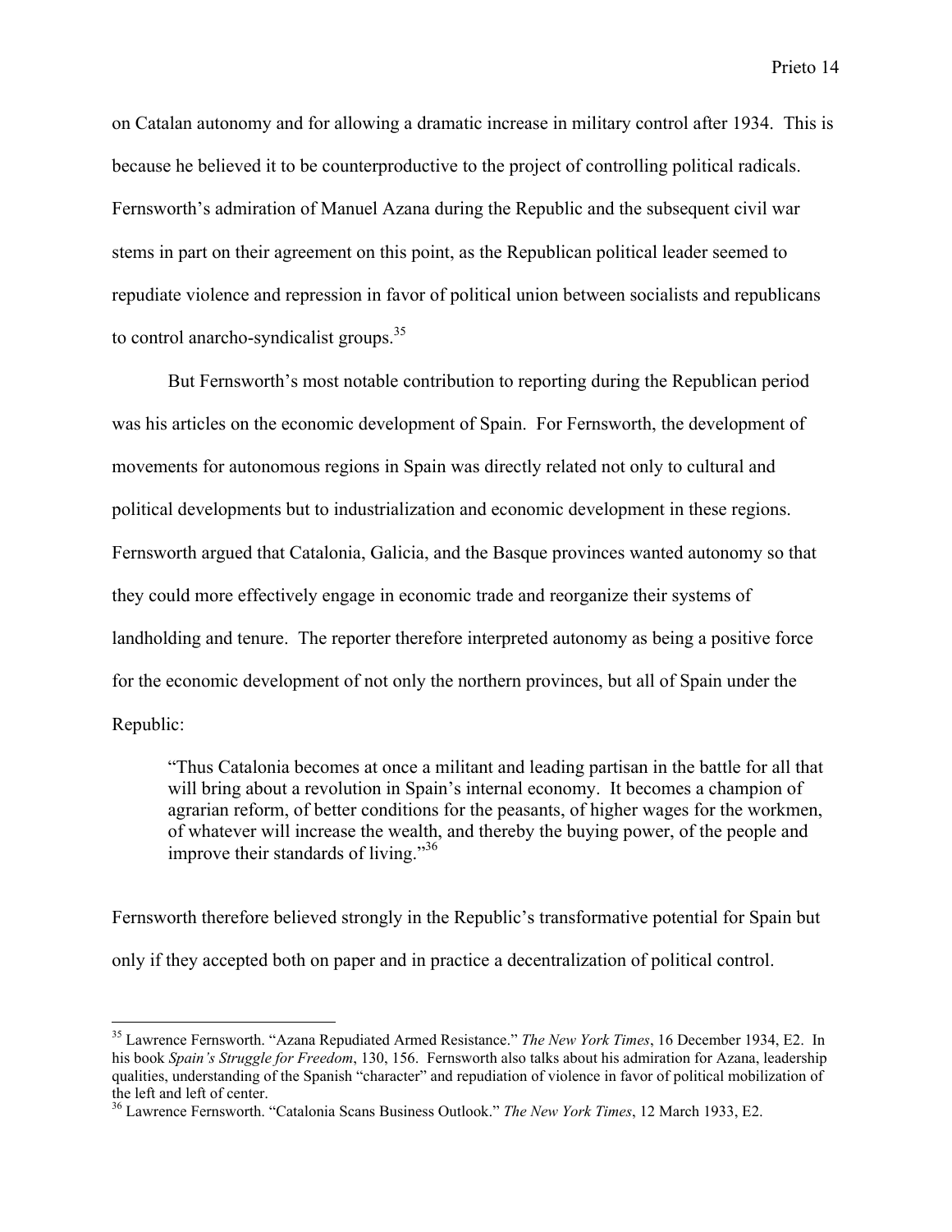on Catalan autonomy and for allowing a dramatic increase in military control after 1934. This is because he believed it to be counterproductive to the project of controlling political radicals. Fernsworth's admiration of Manuel Azana during the Republic and the subsequent civil war stems in part on their agreement on this point, as the Republican political leader seemed to repudiate violence and repression in favor of political union between socialists and republicans to control anarcho-syndicalist groups.[35]

But Fernsworth's most notable contribution to reporting during the Republican period was his articles on the economic development of Spain. For Fernsworth, the development of movements for autonomous regions in Spain was directly related not only to cultural and political developments but to industrialization and economic development in these regions. Fernsworth argued that Catalonia, Galicia, and the Basque provinces wanted autonomy so that they could more effectively engage in economic trade and reorganize their systems of landholding and tenure. The reporter therefore interpreted autonomy as being a positive force for the economic development of not only the northern provinces, but all of Spain under the Republic:

> "Thus Catalonia becomes at once a militant and leading partisan in the battle for all that will bring about a revolution in Spain's internal economy. It becomes a champion of agrarian reform, of better conditions for the peasants, of higher wages for the workmen, of whatever will increase the wealth, and thereby the buying power, of the people and improve their standards of living."[36]

Fernsworth therefore believed strongly in the Republic's transformative potential for Spain but only if they accepted both on paper and in practice a decentralization of political control.

---

[35] Lawrence Fernsworth. "Azana Repudiated Armed Resistance." *The New York Times*, 16 December 1934, E2. In his book *Spain's Struggle for Freedom*, 130, 156. Fernsworth also talks about his admiration for Azana, leadership qualities, understanding of the Spanish "character" and repudiation of violence in favor of political mobilization of the left and left of center.

[36] Lawrence Fernsworth. "Catalonia Scans Business Outlook." *The New York Times*, 12 March 1933, E2.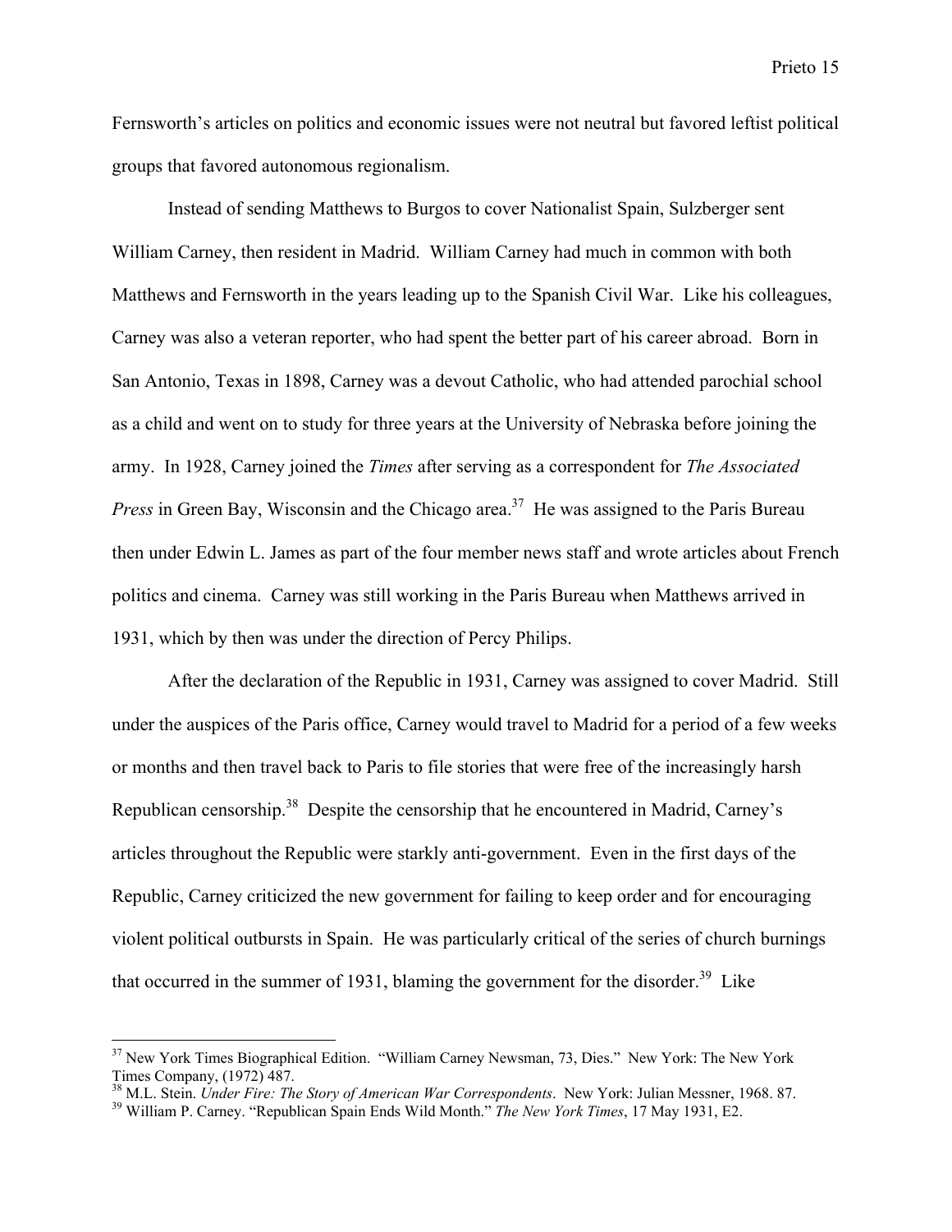Fernsworth's articles on politics and economic issues were not neutral but favored leftist political groups that favored autonomous regionalism.

Instead of sending Matthews to Burgos to cover Nationalist Spain, Sulzberger sent William Carney, then resident in Madrid. William Carney had much in common with both Matthews and Fernsworth in the years leading up to the Spanish Civil War. Like his colleagues, Carney was also a veteran reporter, who had spent the better part of his career abroad. Born in San Antonio, Texas in 1898, Carney was a devout Catholic, who had attended parochial school as a child and went on to study for three years at the University of Nebraska before joining the army. In 1928, Carney joined the *Times* after serving as a correspondent for *The Associated Press* in Green Bay, Wisconsin and the Chicago area.[37] He was assigned to the Paris Bureau then under Edwin L. James as part of the four member news staff and wrote articles about French politics and cinema. Carney was still working in the Paris Bureau when Matthews arrived in 1931, which by then was under the direction of Percy Philips.

After the declaration of the Republic in 1931, Carney was assigned to cover Madrid. Still under the auspices of the Paris office, Carney would travel to Madrid for a period of a few weeks or months and then travel back to Paris to file stories that were free of the increasingly harsh Republican censorship.[38] Despite the censorship that he encountered in Madrid, Carney's articles throughout the Republic were starkly anti-government. Even in the first days of the Republic, Carney criticized the new government for failing to keep order and for encouraging violent political outbursts in Spain. He was particularly critical of the series of church burnings that occurred in the summer of 1931, blaming the government for the disorder.[39] Like

---

[37] New York Times Biographical Edition. "William Carney Newsman, 73, Dies." New York: The New York Times Company, (1972) 487.

[38] M.L. Stein. *Under Fire: The Story of American War Correspondents*. New York: Julian Messner, 1968. 87.

[39] William P. Carney. "Republican Spain Ends Wild Month." *The New York Times*, 17 May 1931, E2.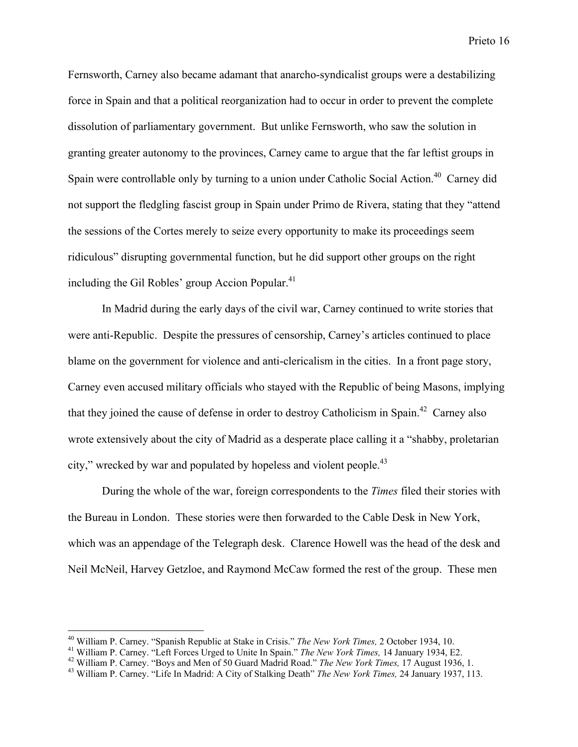Fernsworth, Carney also became adamant that anarcho-syndicalist groups were a destabilizing force in Spain and that a political reorganization had to occur in order to prevent the complete dissolution of parliamentary government. But unlike Fernsworth, who saw the solution in granting greater autonomy to the provinces, Carney came to argue that the far leftist groups in Spain were controllable only by turning to a union under Catholic Social Action.[40] Carney did not support the fledgling fascist group in Spain under Primo de Rivera, stating that they "attend the sessions of the Cortes merely to seize every opportunity to make its proceedings seem ridiculous" disrupting governmental function, but he did support other groups on the right including the Gil Robles' group Accion Popular.[41]

In Madrid during the early days of the civil war, Carney continued to write stories that were anti-Republic. Despite the pressures of censorship, Carney's articles continued to place blame on the government for violence and anti-clericalism in the cities. In a front page story, Carney even accused military officials who stayed with the Republic of being Masons, implying that they joined the cause of defense in order to destroy Catholicism in Spain.[42] Carney also wrote extensively about the city of Madrid as a desperate place calling it a "shabby, proletarian city," wrecked by war and populated by hopeless and violent people.[43]

During the whole of the war, foreign correspondents to the *Times* filed their stories with the Bureau in London. These stories were then forwarded to the Cable Desk in New York, which was an appendage of the Telegraph desk. Clarence Howell was the head of the desk and Neil McNeil, Harvey Getzloe, and Raymond McCaw formed the rest of the group. These men

---

[40] William P. Carney. "Spanish Republic at Stake in Crisis." *The New York Times,* 2 October 1934, 10.

[41] William P. Carney. "Left Forces Urged to Unite In Spain." *The New York Times,* 14 January 1934, E2.

[42] William P. Carney. "Boys and Men of 50 Guard Madrid Road." *The New York Times,* 17 August 1936, 1.

[43] William P. Carney. "Life In Madrid: A City of Stalking Death" *The New York Times,* 24 January 1937, 113.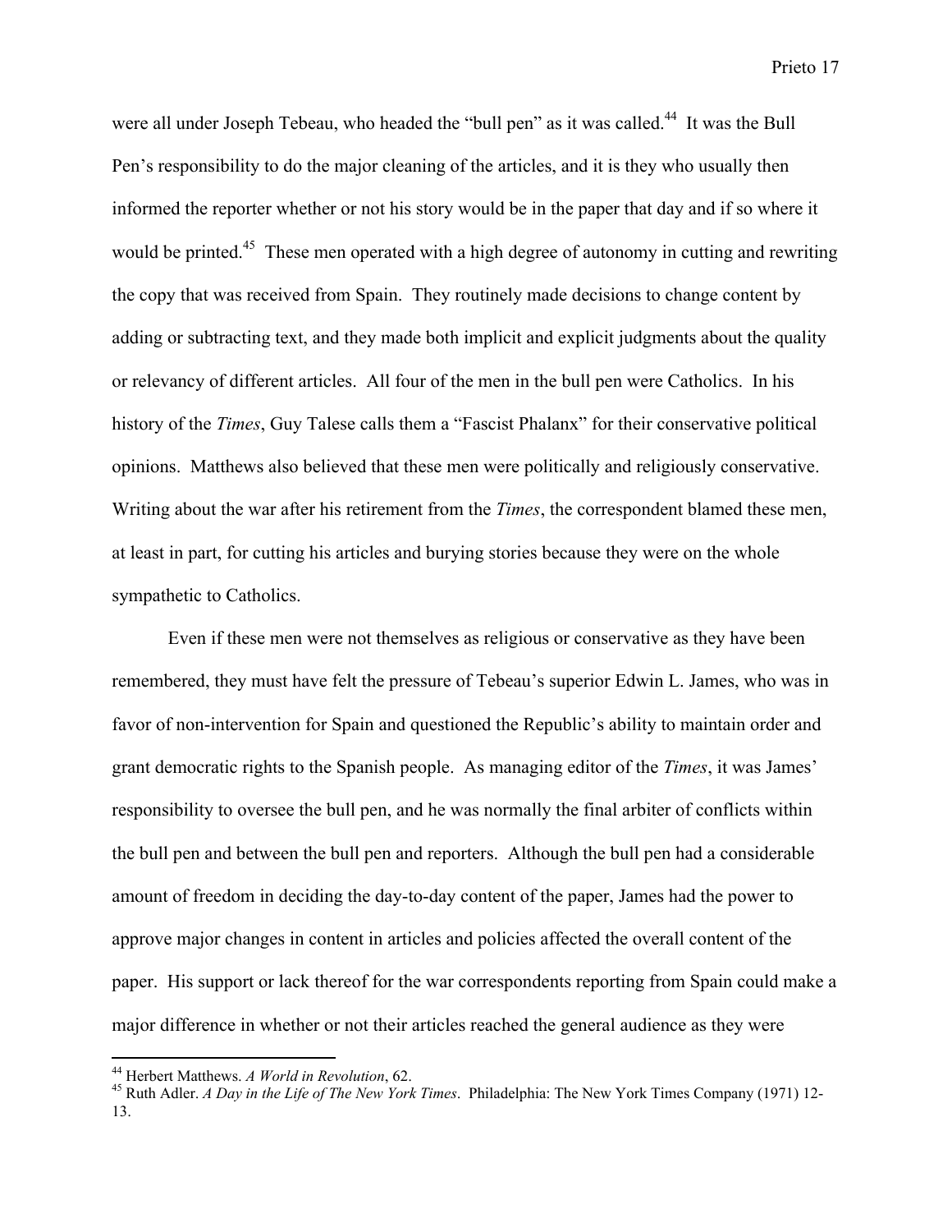were all under Joseph Tebeau, who headed the "bull pen" as it was called.[44] It was the Bull Pen's responsibility to do the major cleaning of the articles, and it is they who usually then informed the reporter whether or not his story would be in the paper that day and if so where it would be printed.[45] These men operated with a high degree of autonomy in cutting and rewriting the copy that was received from Spain. They routinely made decisions to change content by adding or subtracting text, and they made both implicit and explicit judgments about the quality or relevancy of different articles. All four of the men in the bull pen were Catholics. In his history of the *Times*, Guy Talese calls them a "Fascist Phalanx" for their conservative political opinions. Matthews also believed that these men were politically and religiously conservative. Writing about the war after his retirement from the *Times*, the correspondent blamed these men, at least in part, for cutting his articles and burying stories because they were on the whole sympathetic to Catholics.

Even if these men were not themselves as religious or conservative as they have been remembered, they must have felt the pressure of Tebeau's superior Edwin L. James, who was in favor of non-intervention for Spain and questioned the Republic's ability to maintain order and grant democratic rights to the Spanish people. As managing editor of the *Times*, it was James' responsibility to oversee the bull pen, and he was normally the final arbiter of conflicts within the bull pen and between the bull pen and reporters. Although the bull pen had a considerable amount of freedom in deciding the day-to-day content of the paper, James had the power to approve major changes in content in articles and policies affected the overall content of the paper. His support or lack thereof for the war correspondents reporting from Spain could make a major difference in whether or not their articles reached the general audience as they were

---

[44] Herbert Matthews. *A World in Revolution*, 62.

[45] Ruth Adler. *A Day in the Life of The New York Times*. Philadelphia: The New York Times Company (1971) 12-13.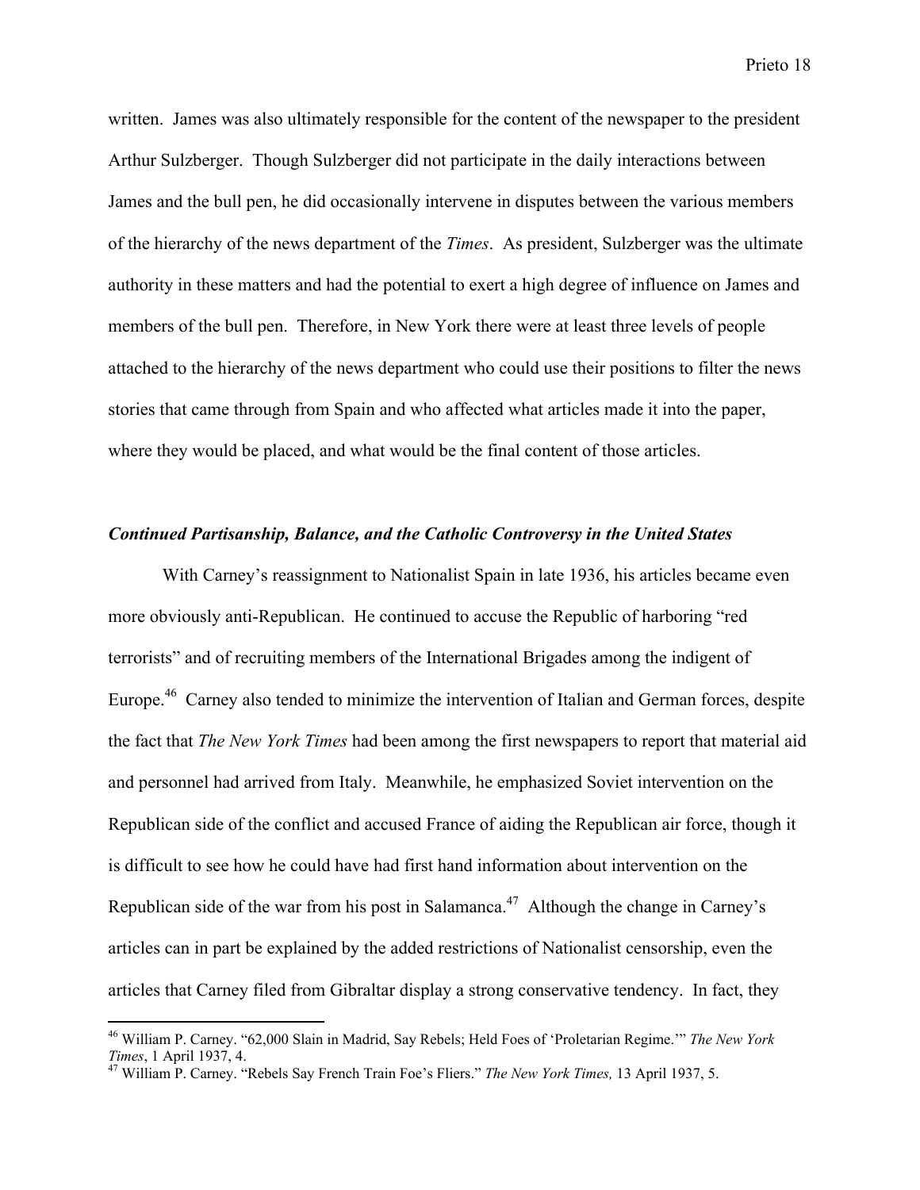written. James was also ultimately responsible for the content of the newspaper to the president Arthur Sulzberger. Though Sulzberger did not participate in the daily interactions between James and the bull pen, he did occasionally intervene in disputes between the various members of the hierarchy of the news department of the *Times*. As president, Sulzberger was the ultimate authority in these matters and had the potential to exert a high degree of influence on James and members of the bull pen. Therefore, in New York there were at least three levels of people attached to the hierarchy of the news department who could use their positions to filter the news stories that came through from Spain and who affected what articles made it into the paper, where they would be placed, and what would be the final content of those articles.

### ***Continued Partisanship, Balance, and the Catholic Controversy in the United States***

With Carney's reassignment to Nationalist Spain in late 1936, his articles became even more obviously anti-Republican. He continued to accuse the Republic of harboring "red terrorists" and of recruiting members of the International Brigades among the indigent of Europe.[46] Carney also tended to minimize the intervention of Italian and German forces, despite the fact that *The New York Times* had been among the first newspapers to report that material aid and personnel had arrived from Italy. Meanwhile, he emphasized Soviet intervention on the Republican side of the conflict and accused France of aiding the Republican air force, though it is difficult to see how he could have had first hand information about intervention on the Republican side of the war from his post in Salamanca.[47] Although the change in Carney's articles can in part be explained by the added restrictions of Nationalist censorship, even the articles that Carney filed from Gibraltar display a strong conservative tendency. In fact, they

---

[46] William P. Carney. "62,000 Slain in Madrid, Say Rebels; Held Foes of 'Proletarian Regime.'" *The New York Times*, 1 April 1937, 4.

[47] William P. Carney. "Rebels Say French Train Foe's Fliers." *The New York Times,* 13 April 1937, 5.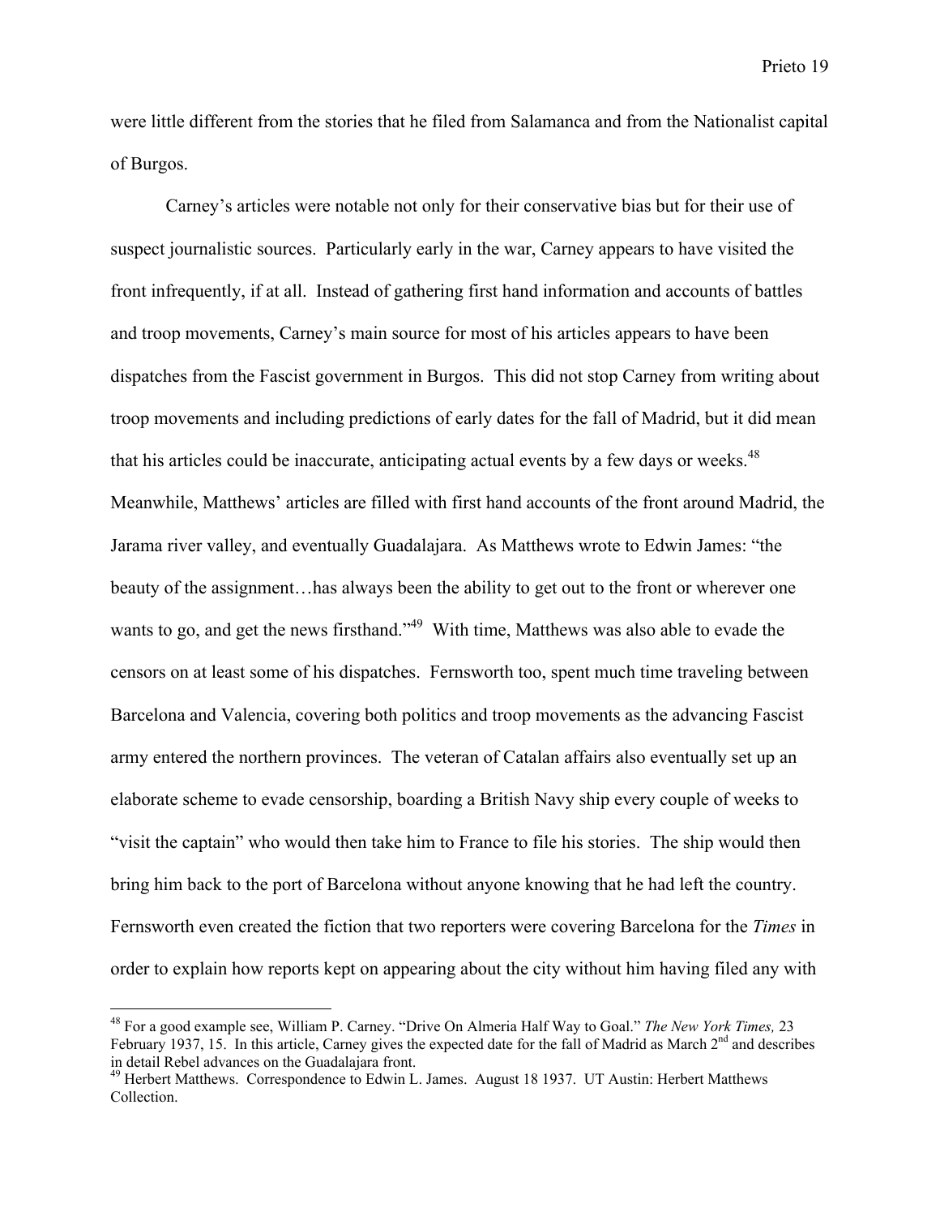were little different from the stories that he filed from Salamanca and from the Nationalist capital of Burgos.

Carney's articles were notable not only for their conservative bias but for their use of suspect journalistic sources. Particularly early in the war, Carney appears to have visited the front infrequently, if at all. Instead of gathering first hand information and accounts of battles and troop movements, Carney's main source for most of his articles appears to have been dispatches from the Fascist government in Burgos. This did not stop Carney from writing about troop movements and including predictions of early dates for the fall of Madrid, but it did mean that his articles could be inaccurate, anticipating actual events by a few days or weeks.[48] Meanwhile, Matthews' articles are filled with first hand accounts of the front around Madrid, the Jarama river valley, and eventually Guadalajara. As Matthews wrote to Edwin James: "the beauty of the assignment…has always been the ability to get out to the front or wherever one wants to go, and get the news firsthand."[49] With time, Matthews was also able to evade the censors on at least some of his dispatches. Fernsworth too, spent much time traveling between Barcelona and Valencia, covering both politics and troop movements as the advancing Fascist army entered the northern provinces. The veteran of Catalan affairs also eventually set up an elaborate scheme to evade censorship, boarding a British Navy ship every couple of weeks to "visit the captain" who would then take him to France to file his stories. The ship would then bring him back to the port of Barcelona without anyone knowing that he had left the country. Fernsworth even created the fiction that two reporters were covering Barcelona for the *Times* in order to explain how reports kept on appearing about the city without him having filed any with

---

[48] For a good example see, William P. Carney. "Drive On Almeria Half Way to Goal." *The New York Times,* 23 February 1937, 15. In this article, Carney gives the expected date for the fall of Madrid as March 2nd and describes in detail Rebel advances on the Guadalajara front.

[49] Herbert Matthews. Correspondence to Edwin L. James. August 18 1937. UT Austin: Herbert Matthews Collection.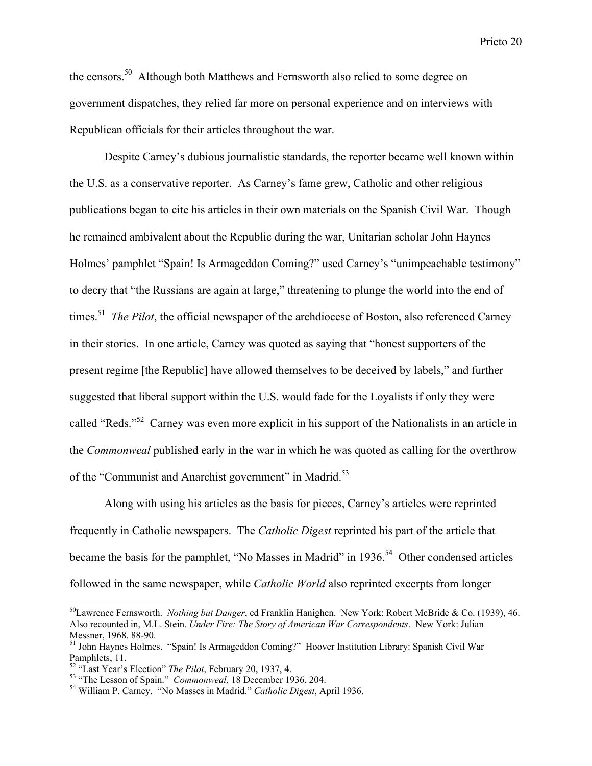the censors.[50] Although both Matthews and Fernsworth also relied to some degree on government dispatches, they relied far more on personal experience and on interviews with Republican officials for their articles throughout the war.

Despite Carney's dubious journalistic standards, the reporter became well known within the U.S. as a conservative reporter. As Carney's fame grew, Catholic and other religious publications began to cite his articles in their own materials on the Spanish Civil War. Though he remained ambivalent about the Republic during the war, Unitarian scholar John Haynes Holmes' pamphlet "Spain! Is Armageddon Coming?" used Carney's "unimpeachable testimony" to decry that "the Russians are again at large," threatening to plunge the world into the end of times.[51] *The Pilot*, the official newspaper of the archdiocese of Boston, also referenced Carney in their stories. In one article, Carney was quoted as saying that "honest supporters of the present regime [the Republic] have allowed themselves to be deceived by labels," and further suggested that liberal support within the U.S. would fade for the Loyalists if only they were called "Reds."[52] Carney was even more explicit in his support of the Nationalists in an article in the *Commonweal* published early in the war in which he was quoted as calling for the overthrow of the "Communist and Anarchist government" in Madrid.[53]

Along with using his articles as the basis for pieces, Carney's articles were reprinted frequently in Catholic newspapers. The *Catholic Digest* reprinted his part of the article that became the basis for the pamphlet, "No Masses in Madrid" in 1936.[54] Other condensed articles followed in the same newspaper, while *Catholic World* also reprinted excerpts from longer

---

[50] Lawrence Fernsworth. *Nothing but Danger*, ed Franklin Hanighen. New York: Robert McBride & Co. (1939), 46. Also recounted in, M.L. Stein. *Under Fire: The Story of American War Correspondents*. New York: Julian Messner, 1968. 88-90.

[51] John Haynes Holmes. "Spain! Is Armageddon Coming?" Hoover Institution Library: Spanish Civil War Pamphlets, 11.

[52] "Last Year's Election" *The Pilot*, February 20, 1937, 4.

[53] "The Lesson of Spain." *Commonweal,* 18 December 1936, 204.

[54] William P. Carney. "No Masses in Madrid." *Catholic Digest*, April 1936.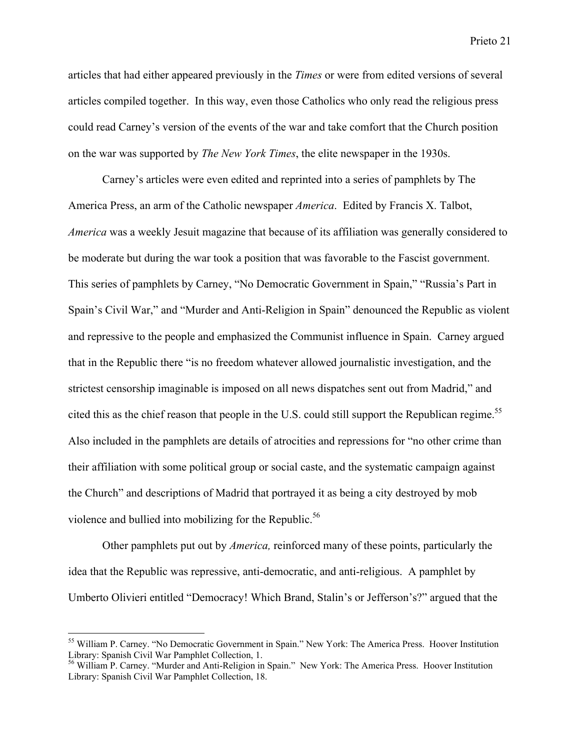articles that had either appeared previously in the *Times* or were from edited versions of several articles compiled together. In this way, even those Catholics who only read the religious press could read Carney's version of the events of the war and take comfort that the Church position on the war was supported by *The New York Times*, the elite newspaper in the 1930s.

Carney's articles were even edited and reprinted into a series of pamphlets by The America Press, an arm of the Catholic newspaper *America*. Edited by Francis X. Talbot, *America* was a weekly Jesuit magazine that because of its affiliation was generally considered to be moderate but during the war took a position that was favorable to the Fascist government. This series of pamphlets by Carney, "No Democratic Government in Spain," "Russia's Part in Spain's Civil War," and "Murder and Anti-Religion in Spain" denounced the Republic as violent and repressive to the people and emphasized the Communist influence in Spain. Carney argued that in the Republic there "is no freedom whatever allowed journalistic investigation, and the strictest censorship imaginable is imposed on all news dispatches sent out from Madrid," and cited this as the chief reason that people in the U.S. could still support the Republican regime.[55] Also included in the pamphlets are details of atrocities and repressions for "no other crime than their affiliation with some political group or social caste, and the systematic campaign against the Church" and descriptions of Madrid that portrayed it as being a city destroyed by mob violence and bullied into mobilizing for the Republic.[56]

Other pamphlets put out by *America,* reinforced many of these points, particularly the idea that the Republic was repressive, anti-democratic, and anti-religious. A pamphlet by Umberto Olivieri entitled "Democracy! Which Brand, Stalin's or Jefferson's?" argued that the

---

[55] William P. Carney. "No Democratic Government in Spain." New York: The America Press. Hoover Institution Library: Spanish Civil War Pamphlet Collection, 1.

[56] William P. Carney. "Murder and Anti-Religion in Spain." New York: The America Press. Hoover Institution Library: Spanish Civil War Pamphlet Collection, 18.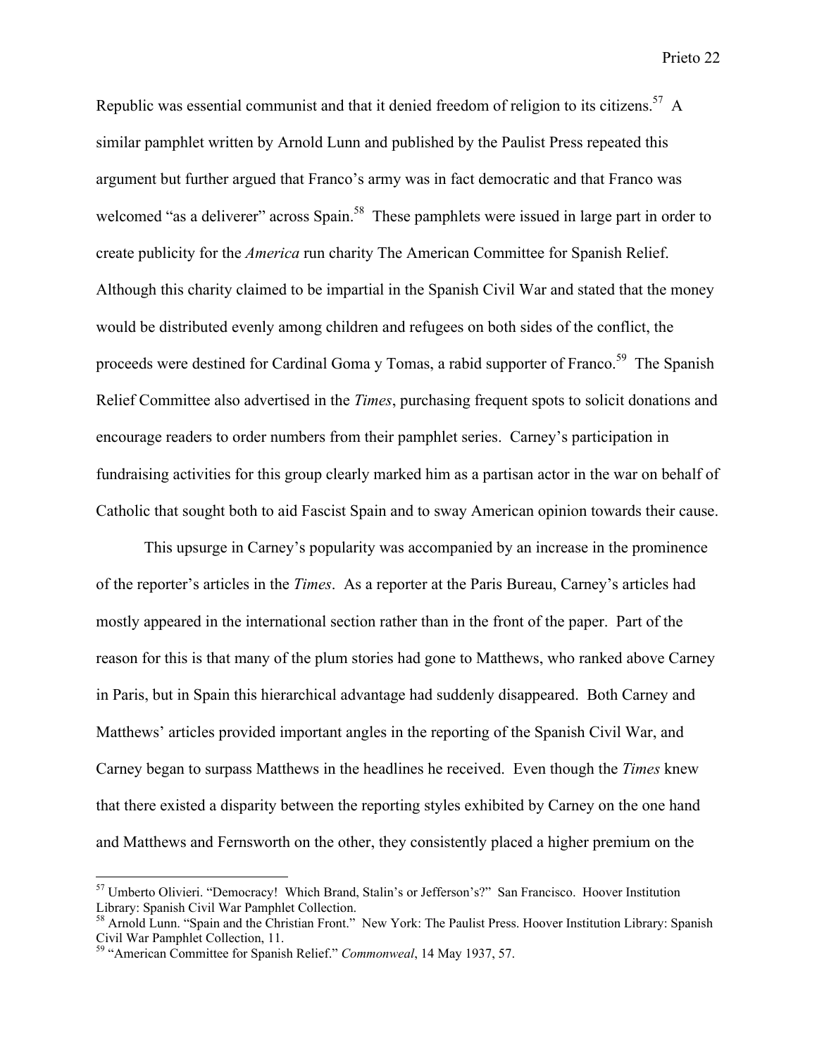Republic was essential communist and that it denied freedom of religion to its citizens.[57] A similar pamphlet written by Arnold Lunn and published by the Paulist Press repeated this argument but further argued that Franco's army was in fact democratic and that Franco was welcomed "as a deliverer" across Spain.[58] These pamphlets were issued in large part in order to create publicity for the *America* run charity The American Committee for Spanish Relief. Although this charity claimed to be impartial in the Spanish Civil War and stated that the money would be distributed evenly among children and refugees on both sides of the conflict, the proceeds were destined for Cardinal Goma y Tomas, a rabid supporter of Franco.[59] The Spanish Relief Committee also advertised in the *Times*, purchasing frequent spots to solicit donations and encourage readers to order numbers from their pamphlet series. Carney's participation in fundraising activities for this group clearly marked him as a partisan actor in the war on behalf of Catholic that sought both to aid Fascist Spain and to sway American opinion towards their cause.

This upsurge in Carney's popularity was accompanied by an increase in the prominence of the reporter's articles in the *Times*. As a reporter at the Paris Bureau, Carney's articles had mostly appeared in the international section rather than in the front of the paper. Part of the reason for this is that many of the plum stories had gone to Matthews, who ranked above Carney in Paris, but in Spain this hierarchical advantage had suddenly disappeared. Both Carney and Matthews' articles provided important angles in the reporting of the Spanish Civil War, and Carney began to surpass Matthews in the headlines he received. Even though the *Times* knew that there existed a disparity between the reporting styles exhibited by Carney on the one hand and Matthews and Fernsworth on the other, they consistently placed a higher premium on the

---

[57] Umberto Olivieri. "Democracy! Which Brand, Stalin's or Jefferson's?" San Francisco. Hoover Institution Library: Spanish Civil War Pamphlet Collection.

[58] Arnold Lunn. "Spain and the Christian Front." New York: The Paulist Press. Hoover Institution Library: Spanish Civil War Pamphlet Collection, 11.

[59] "American Committee for Spanish Relief." *Commonweal*, 14 May 1937, 57.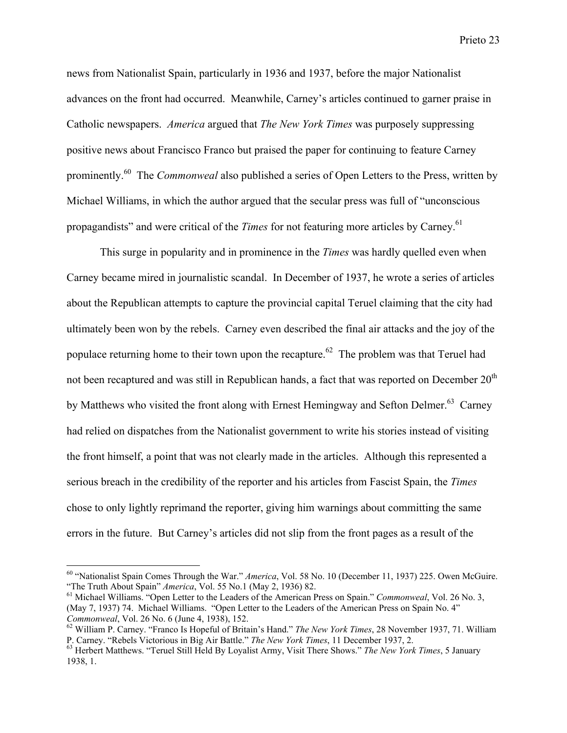news from Nationalist Spain, particularly in 1936 and 1937, before the major Nationalist advances on the front had occurred. Meanwhile, Carney's articles continued to garner praise in Catholic newspapers. *America* argued that *The New York Times* was purposely suppressing positive news about Francisco Franco but praised the paper for continuing to feature Carney prominently.[60] The *Commonweal* also published a series of Open Letters to the Press, written by Michael Williams, in which the author argued that the secular press was full of "unconscious propagandists" and were critical of the *Times* for not featuring more articles by Carney.[61]

This surge in popularity and in prominence in the *Times* was hardly quelled even when Carney became mired in journalistic scandal. In December of 1937, he wrote a series of articles about the Republican attempts to capture the provincial capital Teruel claiming that the city had ultimately been won by the rebels. Carney even described the final air attacks and the joy of the populace returning home to their town upon the recapture.[62] The problem was that Teruel had not been recaptured and was still in Republican hands, a fact that was reported on December 20th by Matthews who visited the front along with Ernest Hemingway and Sefton Delmer.[63] Carney had relied on dispatches from the Nationalist government to write his stories instead of visiting the front himself, a point that was not clearly made in the articles. Although this represented a serious breach in the credibility of the reporter and his articles from Fascist Spain, the *Times* chose to only lightly reprimand the reporter, giving him warnings about committing the same errors in the future. But Carney's articles did not slip from the front pages as a result of the

---

[60] "Nationalist Spain Comes Through the War." *America*, Vol. 58 No. 10 (December 11, 1937) 225. Owen McGuire. "The Truth About Spain" *America*, Vol. 55 No.1 (May 2, 1936) 82.

[61] Michael Williams. "Open Letter to the Leaders of the American Press on Spain." *Commonweal*, Vol. 26 No. 3, (May 7, 1937) 74. Michael Williams. "Open Letter to the Leaders of the American Press on Spain No. 4" *Commonweal*, Vol. 26 No. 6 (June 4, 1938), 152.

[62] William P. Carney. "Franco Is Hopeful of Britain's Hand." *The New York Times*, 28 November 1937, 71. William P. Carney. "Rebels Victorious in Big Air Battle." *The New York Times*, 11 December 1937, 2.

[63] Herbert Matthews. "Teruel Still Held By Loyalist Army, Visit There Shows." *The New York Times*, 5 January 1938, 1.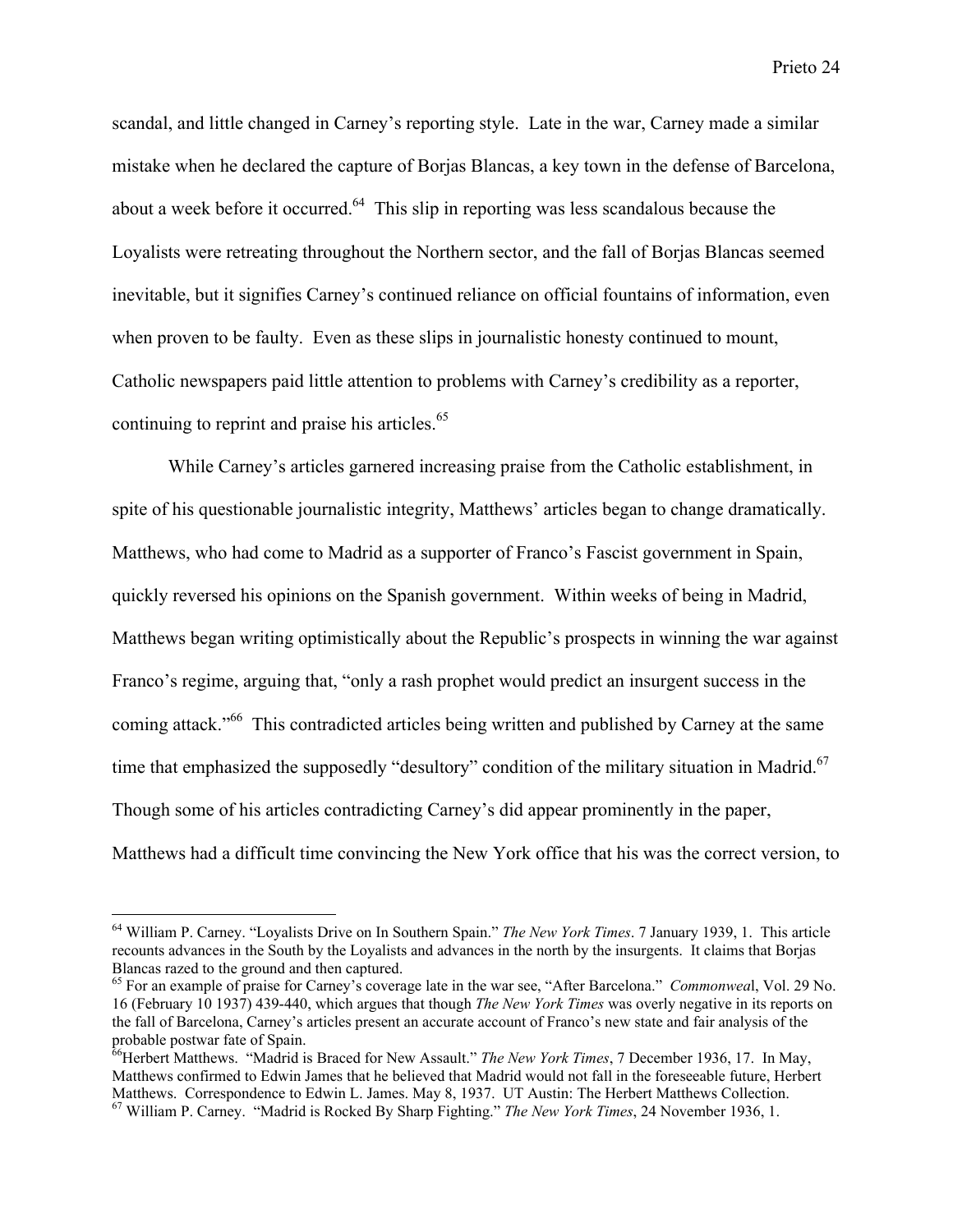scandal, and little changed in Carney's reporting style. Late in the war, Carney made a similar mistake when he declared the capture of Borjas Blancas, a key town in the defense of Barcelona, about a week before it occurred.[64] This slip in reporting was less scandalous because the Loyalists were retreating throughout the Northern sector, and the fall of Borjas Blancas seemed inevitable, but it signifies Carney's continued reliance on official fountains of information, even when proven to be faulty. Even as these slips in journalistic honesty continued to mount, Catholic newspapers paid little attention to problems with Carney's credibility as a reporter, continuing to reprint and praise his articles.[65]

While Carney's articles garnered increasing praise from the Catholic establishment, in spite of his questionable journalistic integrity, Matthews' articles began to change dramatically. Matthews, who had come to Madrid as a supporter of Franco's Fascist government in Spain, quickly reversed his opinions on the Spanish government. Within weeks of being in Madrid, Matthews began writing optimistically about the Republic's prospects in winning the war against Franco's regime, arguing that, "only a rash prophet would predict an insurgent success in the coming attack."[66] This contradicted articles being written and published by Carney at the same time that emphasized the supposedly "desultory" condition of the military situation in Madrid.[67] Though some of his articles contradicting Carney's did appear prominently in the paper, Matthews had a difficult time convincing the New York office that his was the correct version, to

---

[64] William P. Carney. "Loyalists Drive on In Southern Spain." *The New York Times*. 7 January 1939, 1. This article recounts advances in the South by the Loyalists and advances in the north by the insurgents. It claims that Borjas Blancas razed to the ground and then captured.

[65] For an example of praise for Carney's coverage late in the war see, "After Barcelona." *Commonweal*, Vol. 29 No. 16 (February 10 1937) 439-440, which argues that though *The New York Times* was overly negative in its reports on the fall of Barcelona, Carney's articles present an accurate account of Franco's new state and fair analysis of the probable postwar fate of Spain.

[66] Herbert Matthews. "Madrid is Braced for New Assault." *The New York Times*, 7 December 1936, 17. In May, Matthews confirmed to Edwin James that he believed that Madrid would not fall in the foreseeable future, Herbert Matthews. Correspondence to Edwin L. James. May 8, 1937. UT Austin: The Herbert Matthews Collection.

[67] William P. Carney. "Madrid is Rocked By Sharp Fighting." *The New York Times*, 24 November 1936, 1.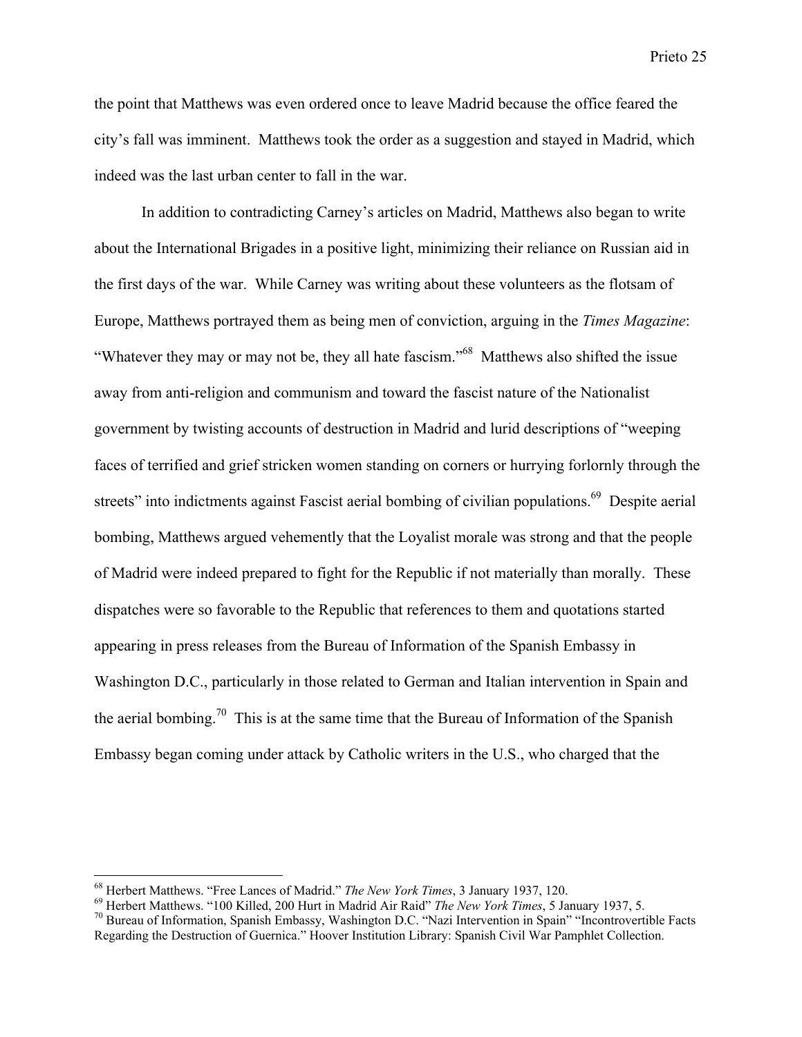the point that Matthews was even ordered once to leave Madrid because the office feared the city's fall was imminent. Matthews took the order as a suggestion and stayed in Madrid, which indeed was the last urban center to fall in the war.

In addition to contradicting Carney's articles on Madrid, Matthews also began to write about the International Brigades in a positive light, minimizing their reliance on Russian aid in the first days of the war. While Carney was writing about these volunteers as the flotsam of Europe, Matthews portrayed them as being men of conviction, arguing in the *Times Magazine*: "Whatever they may or may not be, they all hate fascism."[68] Matthews also shifted the issue away from anti-religion and communism and toward the fascist nature of the Nationalist government by twisting accounts of destruction in Madrid and lurid descriptions of "weeping faces of terrified and grief stricken women standing on corners or hurrying forlornly through the streets" into indictments against Fascist aerial bombing of civilian populations.[69] Despite aerial bombing, Matthews argued vehemently that the Loyalist morale was strong and that the people of Madrid were indeed prepared to fight for the Republic if not materially than morally. These dispatches were so favorable to the Republic that references to them and quotations started appearing in press releases from the Bureau of Information of the Spanish Embassy in Washington D.C., particularly in those related to German and Italian intervention in Spain and the aerial bombing.[70] This is at the same time that the Bureau of Information of the Spanish Embassy began coming under attack by Catholic writers in the U.S., who charged that the

---

[68] Herbert Matthews. "Free Lances of Madrid." *The New York Times*, 3 January 1937, 120.

[69] Herbert Matthews. "100 Killed, 200 Hurt in Madrid Air Raid" *The New York Times*, 5 January 1937, 5.

[70] Bureau of Information, Spanish Embassy, Washington D.C. "Nazi Intervention in Spain" "Incontrovertible Facts Regarding the Destruction of Guernica." Hoover Institution Library: Spanish Civil War Pamphlet Collection.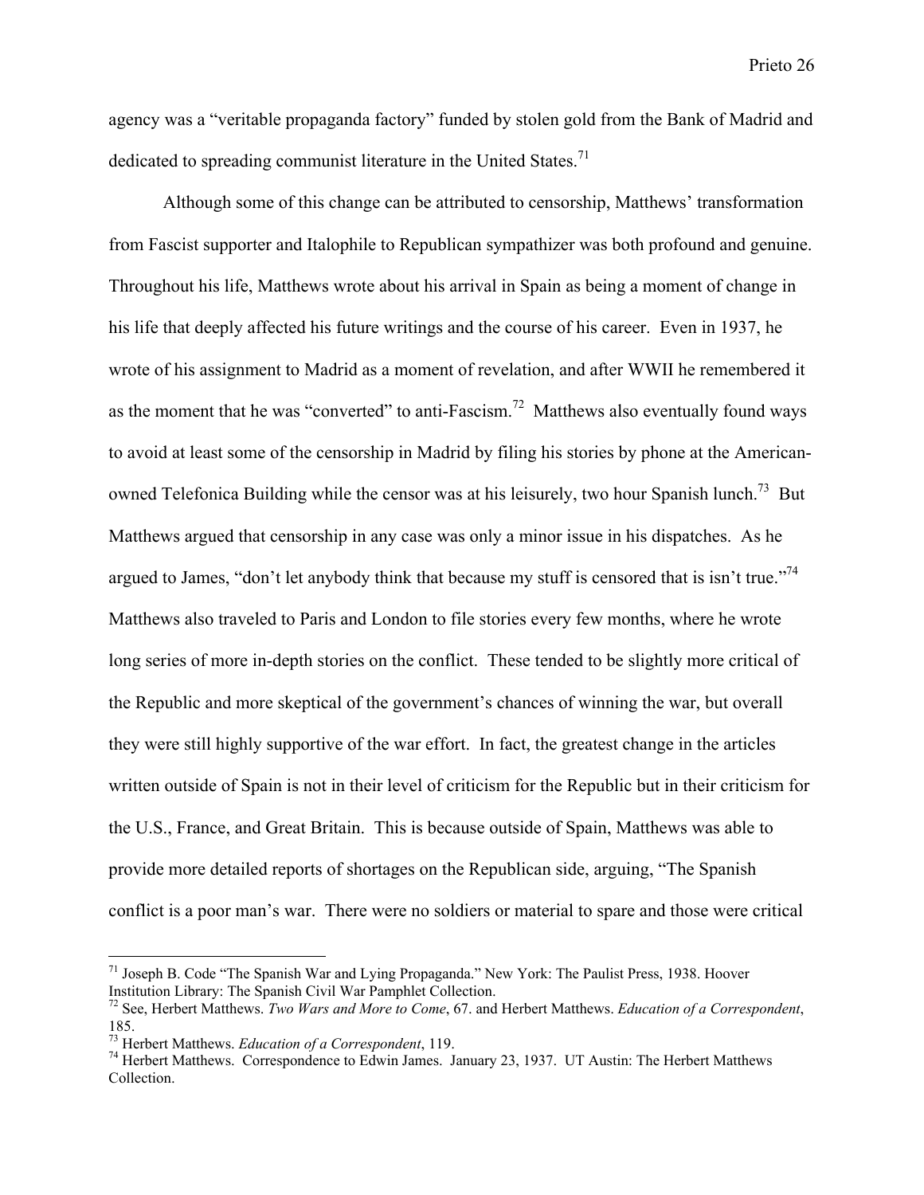agency was a "veritable propaganda factory" funded by stolen gold from the Bank of Madrid and dedicated to spreading communist literature in the United States.[71]

Although some of this change can be attributed to censorship, Matthews' transformation from Fascist supporter and Italophile to Republican sympathizer was both profound and genuine. Throughout his life, Matthews wrote about his arrival in Spain as being a moment of change in his life that deeply affected his future writings and the course of his career. Even in 1937, he wrote of his assignment to Madrid as a moment of revelation, and after WWII he remembered it as the moment that he was "converted" to anti-Fascism.[72] Matthews also eventually found ways to avoid at least some of the censorship in Madrid by filing his stories by phone at the American-owned Telefonica Building while the censor was at his leisurely, two hour Spanish lunch.[73] But Matthews argued that censorship in any case was only a minor issue in his dispatches. As he argued to James, "don't let anybody think that because my stuff is censored that is isn't true."[74] Matthews also traveled to Paris and London to file stories every few months, where he wrote long series of more in-depth stories on the conflict. These tended to be slightly more critical of the Republic and more skeptical of the government's chances of winning the war, but overall they were still highly supportive of the war effort. In fact, the greatest change in the articles written outside of Spain is not in their level of criticism for the Republic but in their criticism for the U.S., France, and Great Britain. This is because outside of Spain, Matthews was able to provide more detailed reports of shortages on the Republican side, arguing, "The Spanish conflict is a poor man's war. There were no soldiers or material to spare and those were critical

---

[71] Joseph B. Code "The Spanish War and Lying Propaganda." New York: The Paulist Press, 1938. Hoover Institution Library: The Spanish Civil War Pamphlet Collection.

[72] See, Herbert Matthews. *Two Wars and More to Come*, 67. and Herbert Matthews. *Education of a Correspondent*, 185.

[73] Herbert Matthews. *Education of a Correspondent*, 119.

[74] Herbert Matthews. Correspondence to Edwin James. January 23, 1937. UT Austin: The Herbert Matthews Collection.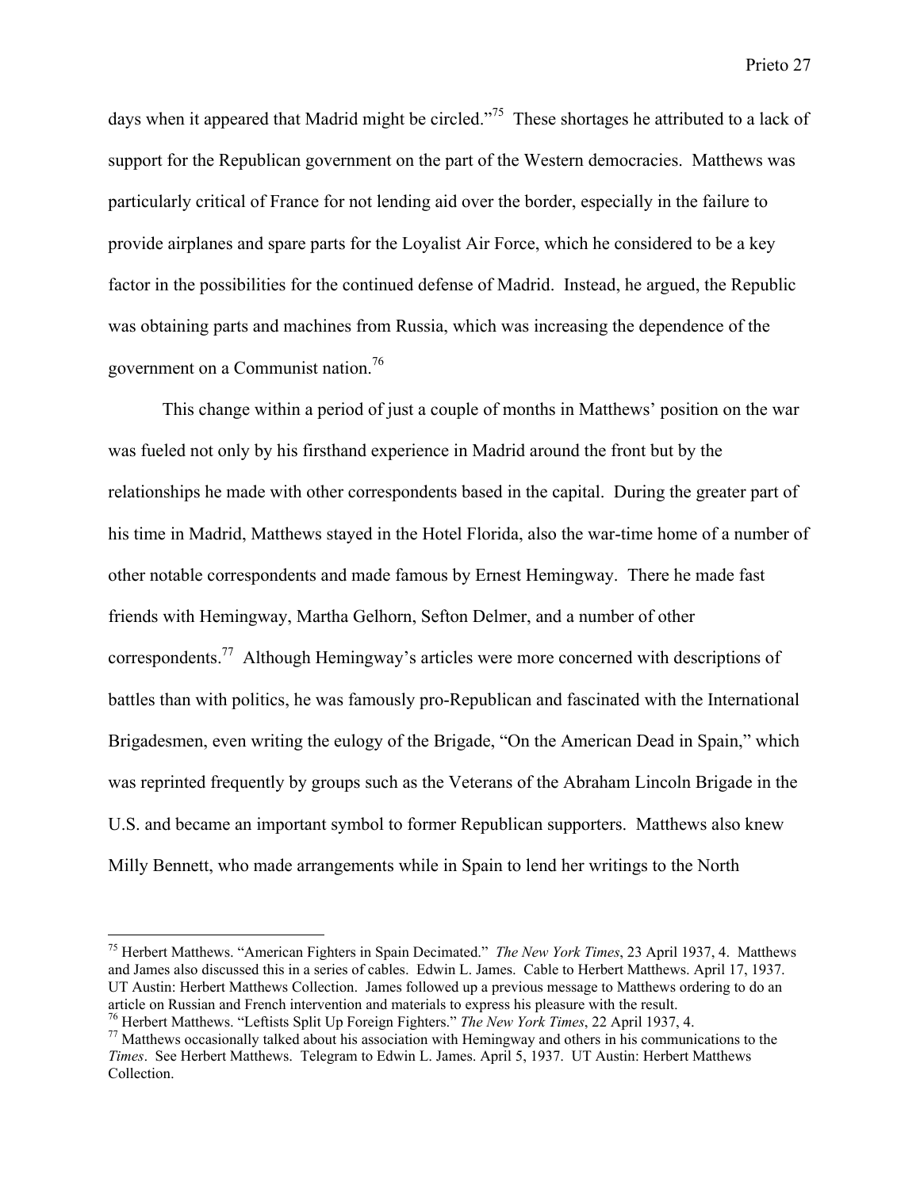days when it appeared that Madrid might be circled."[75] These shortages he attributed to a lack of support for the Republican government on the part of the Western democracies. Matthews was particularly critical of France for not lending aid over the border, especially in the failure to provide airplanes and spare parts for the Loyalist Air Force, which he considered to be a key factor in the possibilities for the continued defense of Madrid. Instead, he argued, the Republic was obtaining parts and machines from Russia, which was increasing the dependence of the government on a Communist nation.[76]

This change within a period of just a couple of months in Matthews' position on the war was fueled not only by his firsthand experience in Madrid around the front but by the relationships he made with other correspondents based in the capital. During the greater part of his time in Madrid, Matthews stayed in the Hotel Florida, also the war-time home of a number of other notable correspondents and made famous by Ernest Hemingway. There he made fast friends with Hemingway, Martha Gelhorn, Sefton Delmer, and a number of other correspondents.[77] Although Hemingway's articles were more concerned with descriptions of battles than with politics, he was famously pro-Republican and fascinated with the International Brigadesmen, even writing the eulogy of the Brigade, "On the American Dead in Spain," which was reprinted frequently by groups such as the Veterans of the Abraham Lincoln Brigade in the U.S. and became an important symbol to former Republican supporters. Matthews also knew Milly Bennett, who made arrangements while in Spain to lend her writings to the North

---

[75] Herbert Matthews. "American Fighters in Spain Decimated." *The New York Times*, 23 April 1937, 4. Matthews and James also discussed this in a series of cables. Edwin L. James. Cable to Herbert Matthews. April 17, 1937. UT Austin: Herbert Matthews Collection. James followed up a previous message to Matthews ordering to do an article on Russian and French intervention and materials to express his pleasure with the result.

[76] Herbert Matthews. "Leftists Split Up Foreign Fighters." *The New York Times*, 22 April 1937, 4.

[77] Matthews occasionally talked about his association with Hemingway and others in his communications to the *Times*. See Herbert Matthews. Telegram to Edwin L. James. April 5, 1937. UT Austin: Herbert Matthews Collection.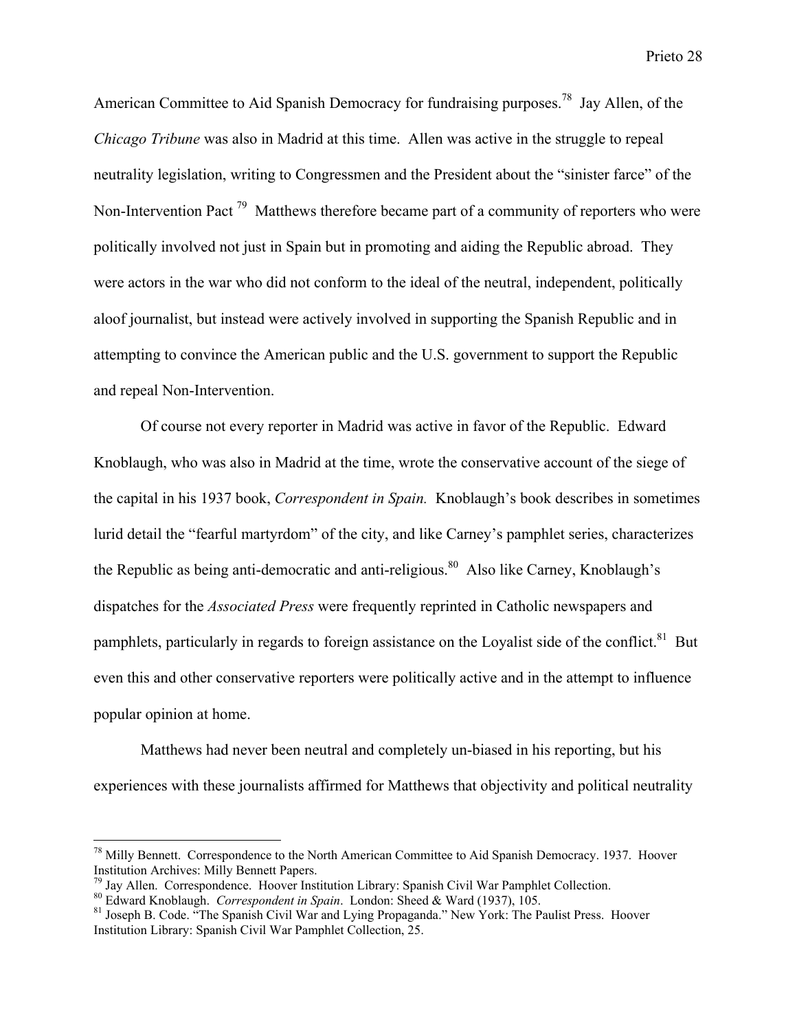American Committee to Aid Spanish Democracy for fundraising purposes.[78] Jay Allen, of the *Chicago Tribune* was also in Madrid at this time. Allen was active in the struggle to repeal neutrality legislation, writing to Congressmen and the President about the "sinister farce" of the Non-Intervention Pact [79] Matthews therefore became part of a community of reporters who were politically involved not just in Spain but in promoting and aiding the Republic abroad. They were actors in the war who did not conform to the ideal of the neutral, independent, politically aloof journalist, but instead were actively involved in supporting the Spanish Republic and in attempting to convince the American public and the U.S. government to support the Republic and repeal Non-Intervention.

Of course not every reporter in Madrid was active in favor of the Republic. Edward Knoblaugh, who was also in Madrid at the time, wrote the conservative account of the siege of the capital in his 1937 book, *Correspondent in Spain.* Knoblaugh's book describes in sometimes lurid detail the "fearful martyrdom" of the city, and like Carney's pamphlet series, characterizes the Republic as being anti-democratic and anti-religious.[80] Also like Carney, Knoblaugh's dispatches for the *Associated Press* were frequently reprinted in Catholic newspapers and pamphlets, particularly in regards to foreign assistance on the Loyalist side of the conflict.[81] But even this and other conservative reporters were politically active and in the attempt to influence popular opinion at home.

Matthews had never been neutral and completely un-biased in his reporting, but his experiences with these journalists affirmed for Matthews that objectivity and political neutrality

---

[78] Milly Bennett. Correspondence to the North American Committee to Aid Spanish Democracy. 1937. Hoover Institution Archives: Milly Bennett Papers.

[79] Jay Allen. Correspondence. Hoover Institution Library: Spanish Civil War Pamphlet Collection.

[80] Edward Knoblaugh. *Correspondent in Spain*. London: Sheed & Ward (1937), 105.

[81] Joseph B. Code. "The Spanish Civil War and Lying Propaganda." New York: The Paulist Press. Hoover Institution Library: Spanish Civil War Pamphlet Collection, 25.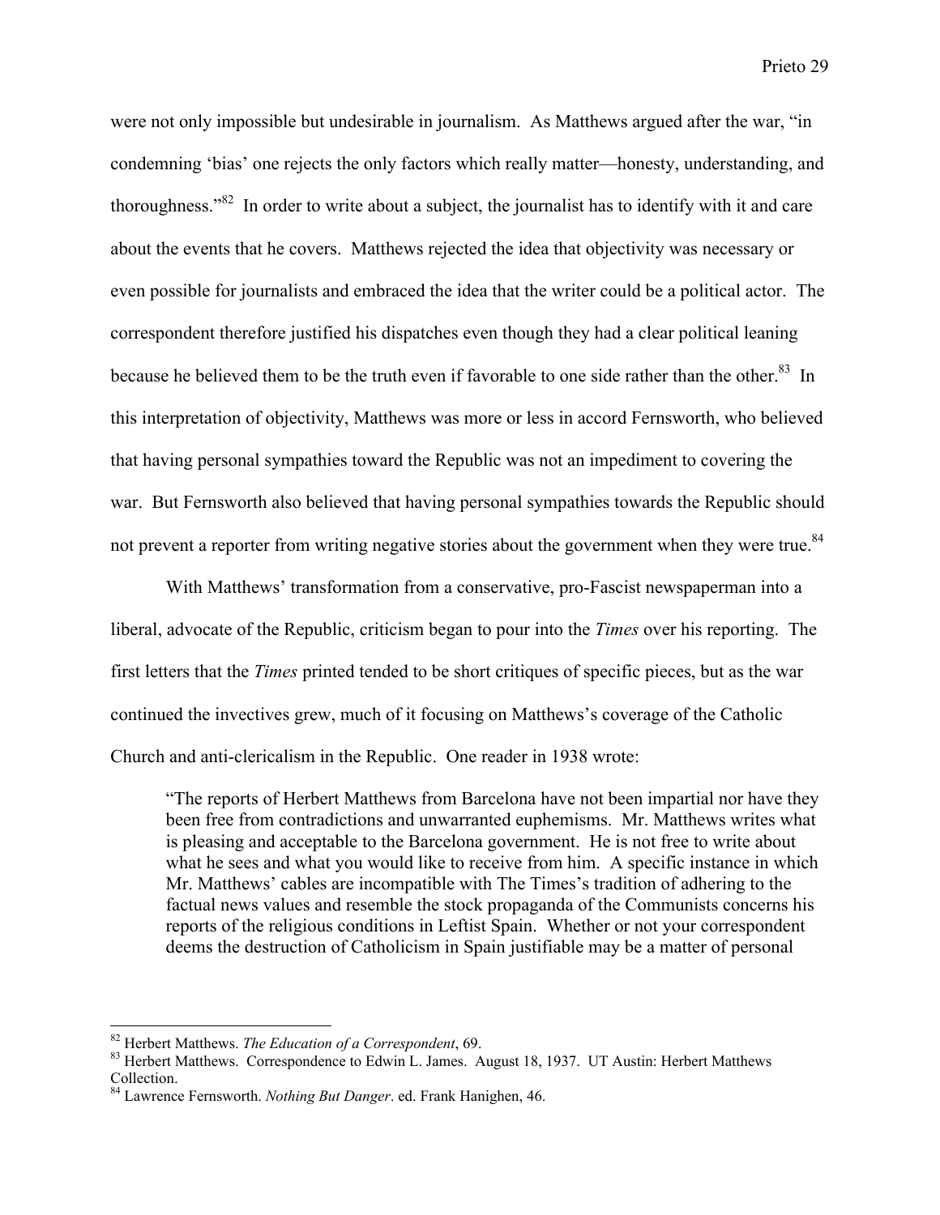were not only impossible but undesirable in journalism. As Matthews argued after the war, "in condemning 'bias' one rejects the only factors which really matter—honesty, understanding, and thoroughness."[82] In order to write about a subject, the journalist has to identify with it and care about the events that he covers. Matthews rejected the idea that objectivity was necessary or even possible for journalists and embraced the idea that the writer could be a political actor. The correspondent therefore justified his dispatches even though they had a clear political leaning because he believed them to be the truth even if favorable to one side rather than the other.[83] In this interpretation of objectivity, Matthews was more or less in accord Fernsworth, who believed that having personal sympathies toward the Republic was not an impediment to covering the war. But Fernsworth also believed that having personal sympathies towards the Republic should not prevent a reporter from writing negative stories about the government when they were true.[84]

With Matthews' transformation from a conservative, pro-Fascist newspaperman into a liberal, advocate of the Republic, criticism began to pour into the *Times* over his reporting. The first letters that the *Times* printed tended to be short critiques of specific pieces, but as the war continued the invectives grew, much of it focusing on Matthews's coverage of the Catholic Church and anti-clericalism in the Republic. One reader in 1938 wrote:

> "The reports of Herbert Matthews from Barcelona have not been impartial nor have they been free from contradictions and unwarranted euphemisms. Mr. Matthews writes what is pleasing and acceptable to the Barcelona government. He is not free to write about what he sees and what you would like to receive from him. A specific instance in which Mr. Matthews' cables are incompatible with The Times's tradition of adhering to the factual news values and resemble the stock propaganda of the Communists concerns his reports of the religious conditions in Leftist Spain. Whether or not your correspondent deems the destruction of Catholicism in Spain justifiable may be a matter of personal

---

[82] Herbert Matthews. *The Education of a Correspondent*, 69.

[83] Herbert Matthews. Correspondence to Edwin L. James. August 18, 1937. UT Austin: Herbert Matthews Collection.

[84] Lawrence Fernsworth. *Nothing But Danger*. ed. Frank Hanighen, 46.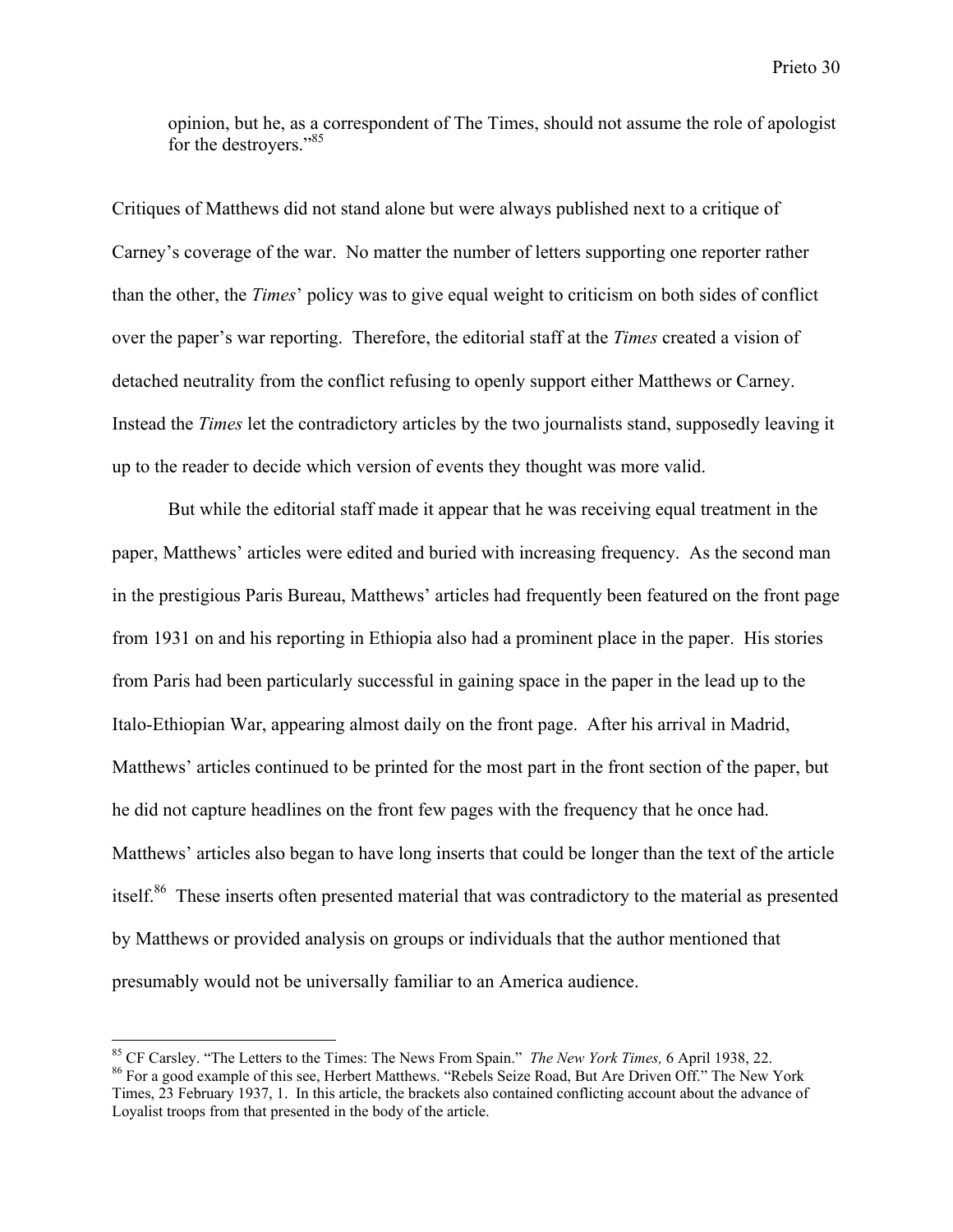opinion, but he, as a correspondent of The Times, should not assume the role of apologist for the destroyers."[85]

Critiques of Matthews did not stand alone but were always published next to a critique of Carney's coverage of the war. No matter the number of letters supporting one reporter rather than the other, the *Times*' policy was to give equal weight to criticism on both sides of conflict over the paper's war reporting. Therefore, the editorial staff at the *Times* created a vision of detached neutrality from the conflict refusing to openly support either Matthews or Carney. Instead the *Times* let the contradictory articles by the two journalists stand, supposedly leaving it up to the reader to decide which version of events they thought was more valid.

But while the editorial staff made it appear that he was receiving equal treatment in the paper, Matthews' articles were edited and buried with increasing frequency. As the second man in the prestigious Paris Bureau, Matthews' articles had frequently been featured on the front page from 1931 on and his reporting in Ethiopia also had a prominent place in the paper. His stories from Paris had been particularly successful in gaining space in the paper in the lead up to the Italo-Ethiopian War, appearing almost daily on the front page. After his arrival in Madrid, Matthews' articles continued to be printed for the most part in the front section of the paper, but he did not capture headlines on the front few pages with the frequency that he once had. Matthews' articles also began to have long inserts that could be longer than the text of the article itself.[86] These inserts often presented material that was contradictory to the material as presented by Matthews or provided analysis on groups or individuals that the author mentioned that presumably would not be universally familiar to an America audience.

---

[85] CF Carsley. "The Letters to the Times: The News From Spain." *The New York Times,* 6 April 1938, 22.

[86] For a good example of this see, Herbert Matthews. "Rebels Seize Road, But Are Driven Off." The New York Times, 23 February 1937, 1. In this article, the brackets also contained conflicting account about the advance of Loyalist troops from that presented in the body of the article.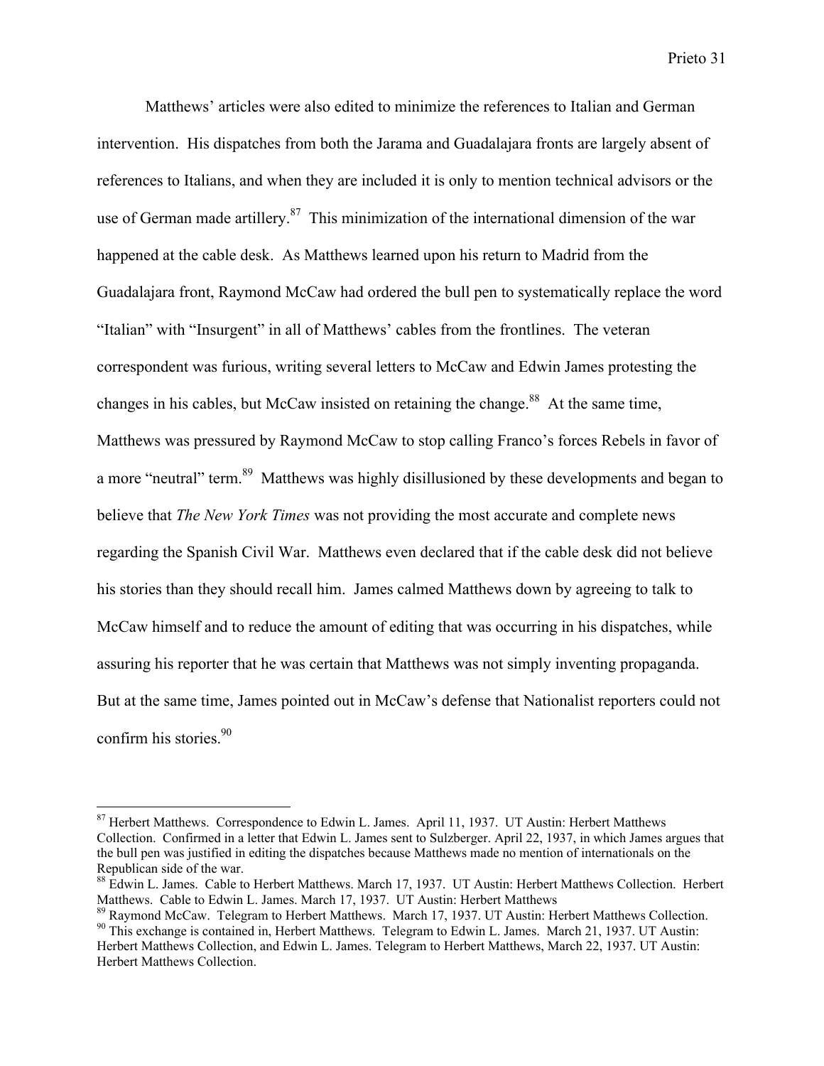Matthews' articles were also edited to minimize the references to Italian and German intervention. His dispatches from both the Jarama and Guadalajara fronts are largely absent of references to Italians, and when they are included it is only to mention technical advisors or the use of German made artillery.[87] This minimization of the international dimension of the war happened at the cable desk. As Matthews learned upon his return to Madrid from the Guadalajara front, Raymond McCaw had ordered the bull pen to systematically replace the word "Italian" with "Insurgent" in all of Matthews' cables from the frontlines. The veteran correspondent was furious, writing several letters to McCaw and Edwin James protesting the changes in his cables, but McCaw insisted on retaining the change.[88] At the same time, Matthews was pressured by Raymond McCaw to stop calling Franco's forces Rebels in favor of a more "neutral" term.[89] Matthews was highly disillusioned by these developments and began to believe that *The New York Times* was not providing the most accurate and complete news regarding the Spanish Civil War. Matthews even declared that if the cable desk did not believe his stories than they should recall him. James calmed Matthews down by agreeing to talk to McCaw himself and to reduce the amount of editing that was occurring in his dispatches, while assuring his reporter that he was certain that Matthews was not simply inventing propaganda. But at the same time, James pointed out in McCaw's defense that Nationalist reporters could not confirm his stories.[90]

---

[87] Herbert Matthews. Correspondence to Edwin L. James. April 11, 1937. UT Austin: Herbert Matthews Collection. Confirmed in a letter that Edwin L. James sent to Sulzberger. April 22, 1937, in which James argues that the bull pen was justified in editing the dispatches because Matthews made no mention of internationals on the Republican side of the war.

[88] Edwin L. James. Cable to Herbert Matthews. March 17, 1937. UT Austin: Herbert Matthews Collection. Herbert Matthews. Cable to Edwin L. James. March 17, 1937. UT Austin: Herbert Matthews

[89] Raymond McCaw. Telegram to Herbert Matthews. March 17, 1937. UT Austin: Herbert Matthews Collection.

[90] This exchange is contained in, Herbert Matthews. Telegram to Edwin L. James. March 21, 1937. UT Austin: Herbert Matthews Collection, and Edwin L. James. Telegram to Herbert Matthews, March 22, 1937. UT Austin: Herbert Matthews Collection.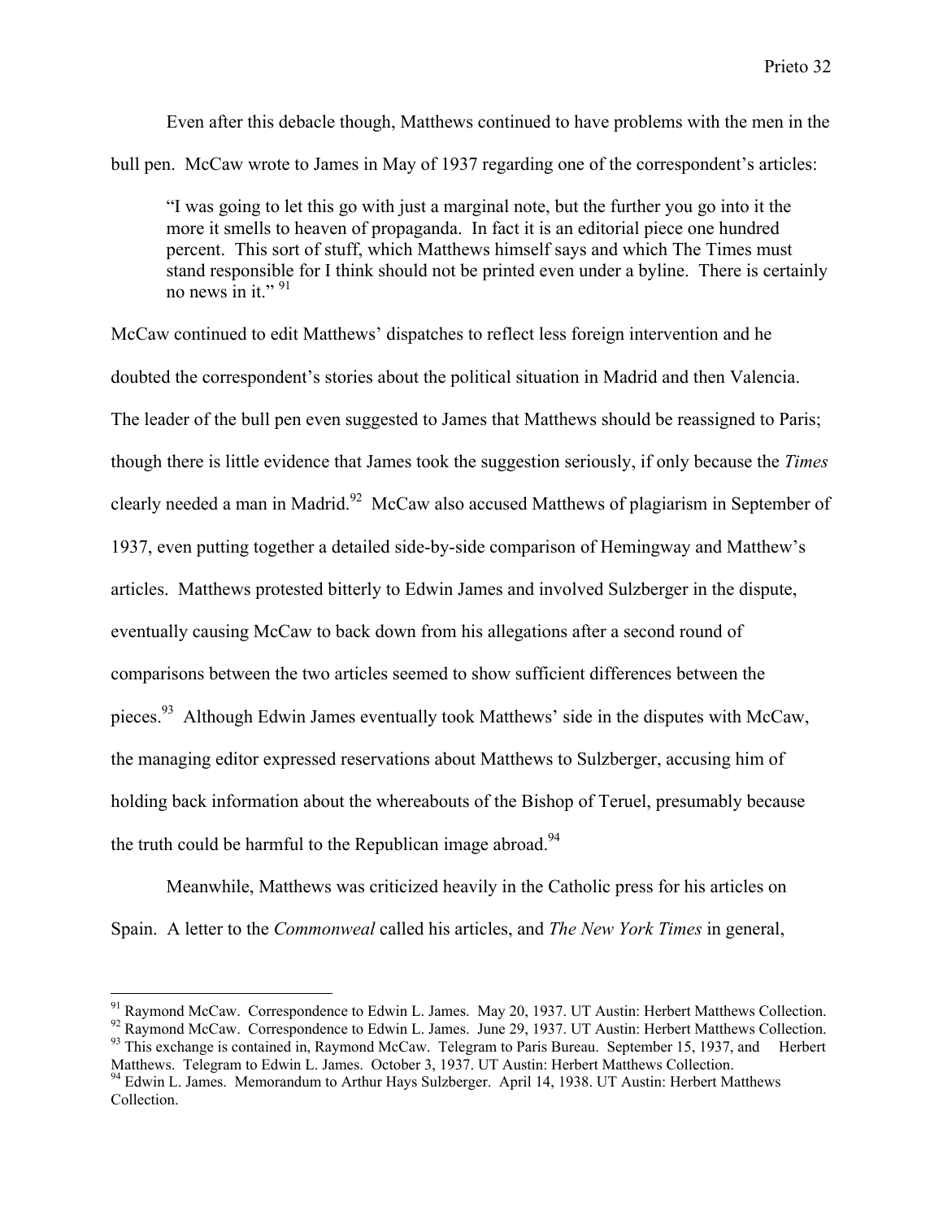Even after this debacle though, Matthews continued to have problems with the men in the bull pen. McCaw wrote to James in May of 1937 regarding one of the correspondent's articles:

> "I was going to let this go with just a marginal note, but the further you go into it the more it smells to heaven of propaganda. In fact it is an editorial piece one hundred percent. This sort of stuff, which Matthews himself says and which The Times must stand responsible for I think should not be printed even under a byline. There is certainly no news in it." [91]

McCaw continued to edit Matthews' dispatches to reflect less foreign intervention and he doubted the correspondent's stories about the political situation in Madrid and then Valencia. The leader of the bull pen even suggested to James that Matthews should be reassigned to Paris; though there is little evidence that James took the suggestion seriously, if only because the *Times* clearly needed a man in Madrid.[92] McCaw also accused Matthews of plagiarism in September of 1937, even putting together a detailed side-by-side comparison of Hemingway and Matthew's articles. Matthews protested bitterly to Edwin James and involved Sulzberger in the dispute, eventually causing McCaw to back down from his allegations after a second round of comparisons between the two articles seemed to show sufficient differences between the pieces.[93] Although Edwin James eventually took Matthews' side in the disputes with McCaw, the managing editor expressed reservations about Matthews to Sulzberger, accusing him of holding back information about the whereabouts of the Bishop of Teruel, presumably because the truth could be harmful to the Republican image abroad.[94]

Meanwhile, Matthews was criticized heavily in the Catholic press for his articles on Spain. A letter to the *Commonweal* called his articles, and *The New York Times* in general,

---

[91] Raymond McCaw. Correspondence to Edwin L. James. May 20, 1937. UT Austin: Herbert Matthews Collection.

[92] Raymond McCaw. Correspondence to Edwin L. James. June 29, 1937. UT Austin: Herbert Matthews Collection.

[93] This exchange is contained in, Raymond McCaw. Telegram to Paris Bureau. September 15, 1937, and Herbert Matthews. Telegram to Edwin L. James. October 3, 1937. UT Austin: Herbert Matthews Collection.

[94] Edwin L. James. Memorandum to Arthur Hays Sulzberger. April 14, 1938. UT Austin: Herbert Matthews Collection.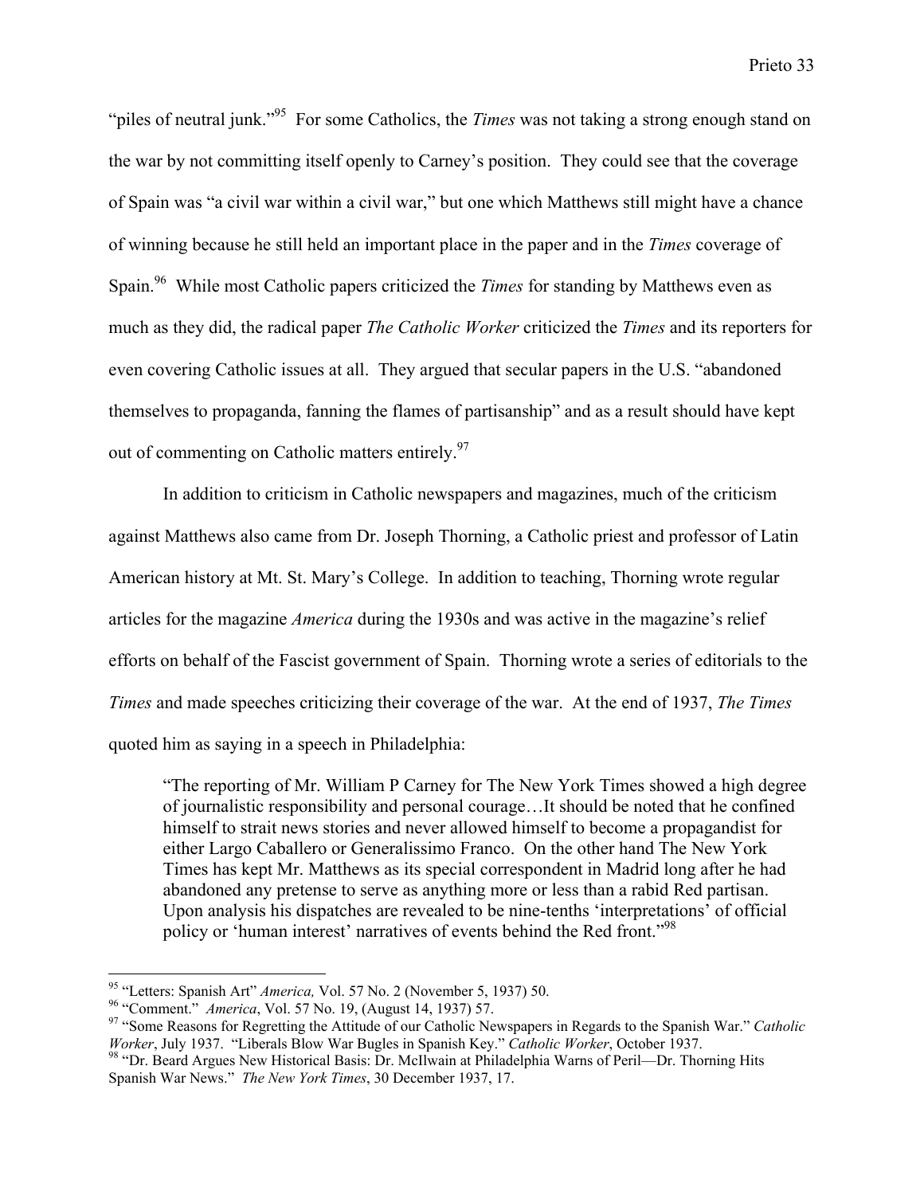"piles of neutral junk."[95] For some Catholics, the *Times* was not taking a strong enough stand on the war by not committing itself openly to Carney's position. They could see that the coverage of Spain was "a civil war within a civil war," but one which Matthews still might have a chance of winning because he still held an important place in the paper and in the *Times* coverage of Spain.[96] While most Catholic papers criticized the *Times* for standing by Matthews even as much as they did, the radical paper *The Catholic Worker* criticized the *Times* and its reporters for even covering Catholic issues at all. They argued that secular papers in the U.S. "abandoned themselves to propaganda, fanning the flames of partisanship" and as a result should have kept out of commenting on Catholic matters entirely.[97]

In addition to criticism in Catholic newspapers and magazines, much of the criticism against Matthews also came from Dr. Joseph Thorning, a Catholic priest and professor of Latin American history at Mt. St. Mary's College. In addition to teaching, Thorning wrote regular articles for the magazine *America* during the 1930s and was active in the magazine's relief efforts on behalf of the Fascist government of Spain. Thorning wrote a series of editorials to the *Times* and made speeches criticizing their coverage of the war. At the end of 1937, *The Times* quoted him as saying in a speech in Philadelphia:

> "The reporting of Mr. William P Carney for The New York Times showed a high degree of journalistic responsibility and personal courage…It should be noted that he confined himself to strait news stories and never allowed himself to become a propagandist for either Largo Caballero or Generalissimo Franco. On the other hand The New York Times has kept Mr. Matthews as its special correspondent in Madrid long after he had abandoned any pretense to serve as anything more or less than a rabid Red partisan. Upon analysis his dispatches are revealed to be nine-tenths 'interpretations' of official policy or 'human interest' narratives of events behind the Red front."[98]

---

[95] "Letters: Spanish Art" *America,* Vol. 57 No. 2 (November 5, 1937) 50.

[96] "Comment." *America*, Vol. 57 No. 19, (August 14, 1937) 57.

[97] "Some Reasons for Regretting the Attitude of our Catholic Newspapers in Regards to the Spanish War." *Catholic Worker*, July 1937. "Liberals Blow War Bugles in Spanish Key." *Catholic Worker*, October 1937.

[98] "Dr. Beard Argues New Historical Basis: Dr. McIlwain at Philadelphia Warns of Peril—Dr. Thorning Hits Spanish War News." *The New York Times*, 30 December 1937, 17.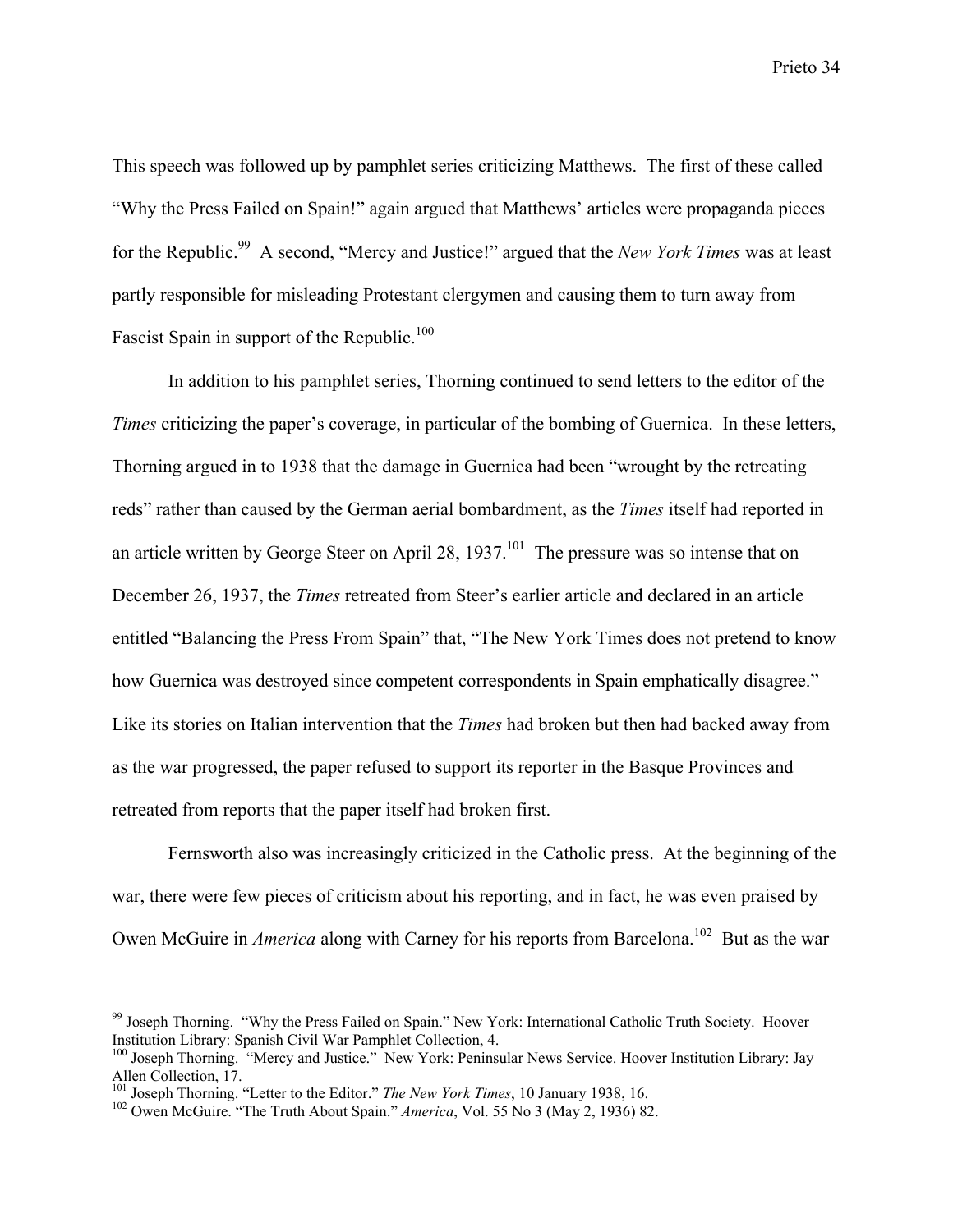This speech was followed up by pamphlet series criticizing Matthews. The first of these called "Why the Press Failed on Spain!" again argued that Matthews' articles were propaganda pieces for the Republic.[99] A second, "Mercy and Justice!" argued that the *New York Times* was at least partly responsible for misleading Protestant clergymen and causing them to turn away from Fascist Spain in support of the Republic.[100]

In addition to his pamphlet series, Thorning continued to send letters to the editor of the *Times* criticizing the paper's coverage, in particular of the bombing of Guernica. In these letters, Thorning argued in to 1938 that the damage in Guernica had been "wrought by the retreating reds" rather than caused by the German aerial bombardment, as the *Times* itself had reported in an article written by George Steer on April 28, 1937.[101] The pressure was so intense that on December 26, 1937, the *Times* retreated from Steer's earlier article and declared in an article entitled "Balancing the Press From Spain" that, "The New York Times does not pretend to know how Guernica was destroyed since competent correspondents in Spain emphatically disagree." Like its stories on Italian intervention that the *Times* had broken but then had backed away from as the war progressed, the paper refused to support its reporter in the Basque Provinces and retreated from reports that the paper itself had broken first.

Fernsworth also was increasingly criticized in the Catholic press. At the beginning of the war, there were few pieces of criticism about his reporting, and in fact, he was even praised by Owen McGuire in *America* along with Carney for his reports from Barcelona.[102] But as the war

---

[99] Joseph Thorning. "Why the Press Failed on Spain." New York: International Catholic Truth Society. Hoover Institution Library: Spanish Civil War Pamphlet Collection, 4.

[100] Joseph Thorning. "Mercy and Justice." New York: Peninsular News Service. Hoover Institution Library: Jay Allen Collection, 17.

[101] Joseph Thorning. "Letter to the Editor." *The New York Times*, 10 January 1938, 16.

[102] Owen McGuire. "The Truth About Spain." *America*, Vol. 55 No 3 (May 2, 1936) 82.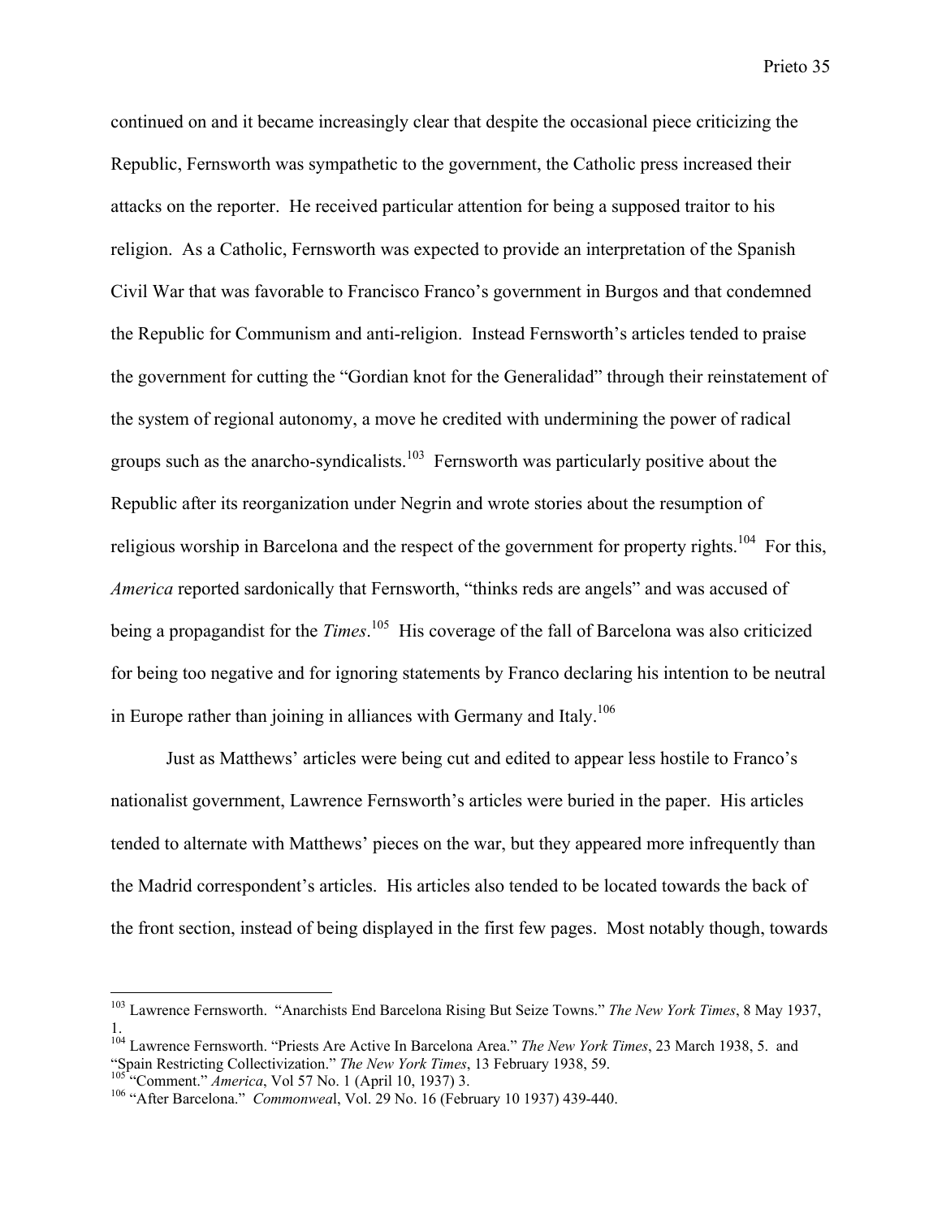continued on and it became increasingly clear that despite the occasional piece criticizing the Republic, Fernsworth was sympathetic to the government, the Catholic press increased their attacks on the reporter. He received particular attention for being a supposed traitor to his religion. As a Catholic, Fernsworth was expected to provide an interpretation of the Spanish Civil War that was favorable to Francisco Franco's government in Burgos and that condemned the Republic for Communism and anti-religion. Instead Fernsworth's articles tended to praise the government for cutting the "Gordian knot for the Generalidad" through their reinstatement of the system of regional autonomy, a move he credited with undermining the power of radical groups such as the anarcho-syndicalists.[103] Fernsworth was particularly positive about the Republic after its reorganization under Negrin and wrote stories about the resumption of religious worship in Barcelona and the respect of the government for property rights.[104] For this, *America* reported sardonically that Fernsworth, "thinks reds are angels" and was accused of being a propagandist for the *Times*.[105] His coverage of the fall of Barcelona was also criticized for being too negative and for ignoring statements by Franco declaring his intention to be neutral in Europe rather than joining in alliances with Germany and Italy.[106]

Just as Matthews' articles were being cut and edited to appear less hostile to Franco's nationalist government, Lawrence Fernsworth's articles were buried in the paper. His articles tended to alternate with Matthews' pieces on the war, but they appeared more infrequently than the Madrid correspondent's articles. His articles also tended to be located towards the back of the front section, instead of being displayed in the first few pages. Most notably though, towards

---

[103] Lawrence Fernsworth. "Anarchists End Barcelona Rising But Seize Towns." *The New York Times*, 8 May 1937, 1.

[104] Lawrence Fernsworth. "Priests Are Active In Barcelona Area." *The New York Times*, 23 March 1938, 5. and "Spain Restricting Collectivization." *The New York Times*, 13 February 1938, 59.

[105] "Comment." *America*, Vol 57 No. 1 (April 10, 1937) 3.

[106] "After Barcelona." *Commonweal*, Vol. 29 No. 16 (February 10 1937) 439-440.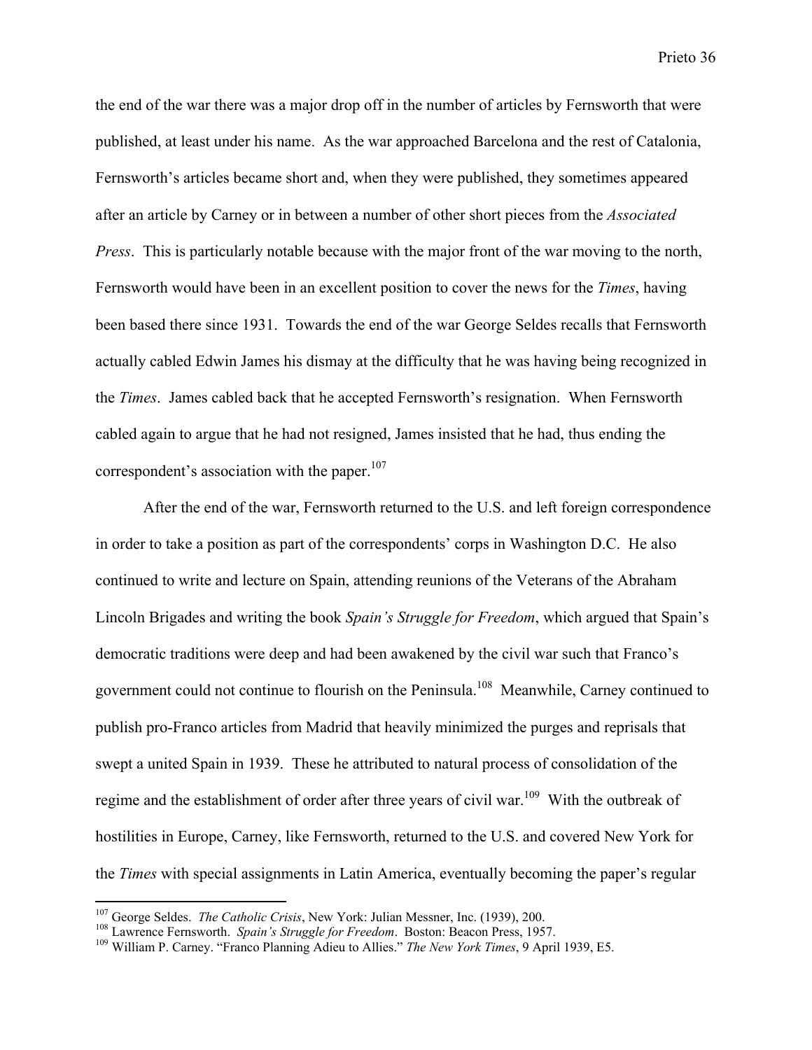the end of the war there was a major drop off in the number of articles by Fernsworth that were published, at least under his name. As the war approached Barcelona and the rest of Catalonia, Fernsworth's articles became short and, when they were published, they sometimes appeared after an article by Carney or in between a number of other short pieces from the *Associated Press*. This is particularly notable because with the major front of the war moving to the north, Fernsworth would have been in an excellent position to cover the news for the *Times*, having been based there since 1931. Towards the end of the war George Seldes recalls that Fernsworth actually cabled Edwin James his dismay at the difficulty that he was having being recognized in the *Times*. James cabled back that he accepted Fernsworth's resignation. When Fernsworth cabled again to argue that he had not resigned, James insisted that he had, thus ending the correspondent's association with the paper.[107]

After the end of the war, Fernsworth returned to the U.S. and left foreign correspondence in order to take a position as part of the correspondents' corps in Washington D.C. He also continued to write and lecture on Spain, attending reunions of the Veterans of the Abraham Lincoln Brigades and writing the book *Spain's Struggle for Freedom*, which argued that Spain's democratic traditions were deep and had been awakened by the civil war such that Franco's government could not continue to flourish on the Peninsula.[108] Meanwhile, Carney continued to publish pro-Franco articles from Madrid that heavily minimized the purges and reprisals that swept a united Spain in 1939. These he attributed to natural process of consolidation of the regime and the establishment of order after three years of civil war.[109] With the outbreak of hostilities in Europe, Carney, like Fernsworth, returned to the U.S. and covered New York for the *Times* with special assignments in Latin America, eventually becoming the paper's regular

---

[107] George Seldes. *The Catholic Crisis*, New York: Julian Messner, Inc. (1939), 200.

[108] Lawrence Fernsworth. *Spain's Struggle for Freedom*. Boston: Beacon Press, 1957.

[109] William P. Carney. "Franco Planning Adieu to Allies." *The New York Times*, 9 April 1939, E5.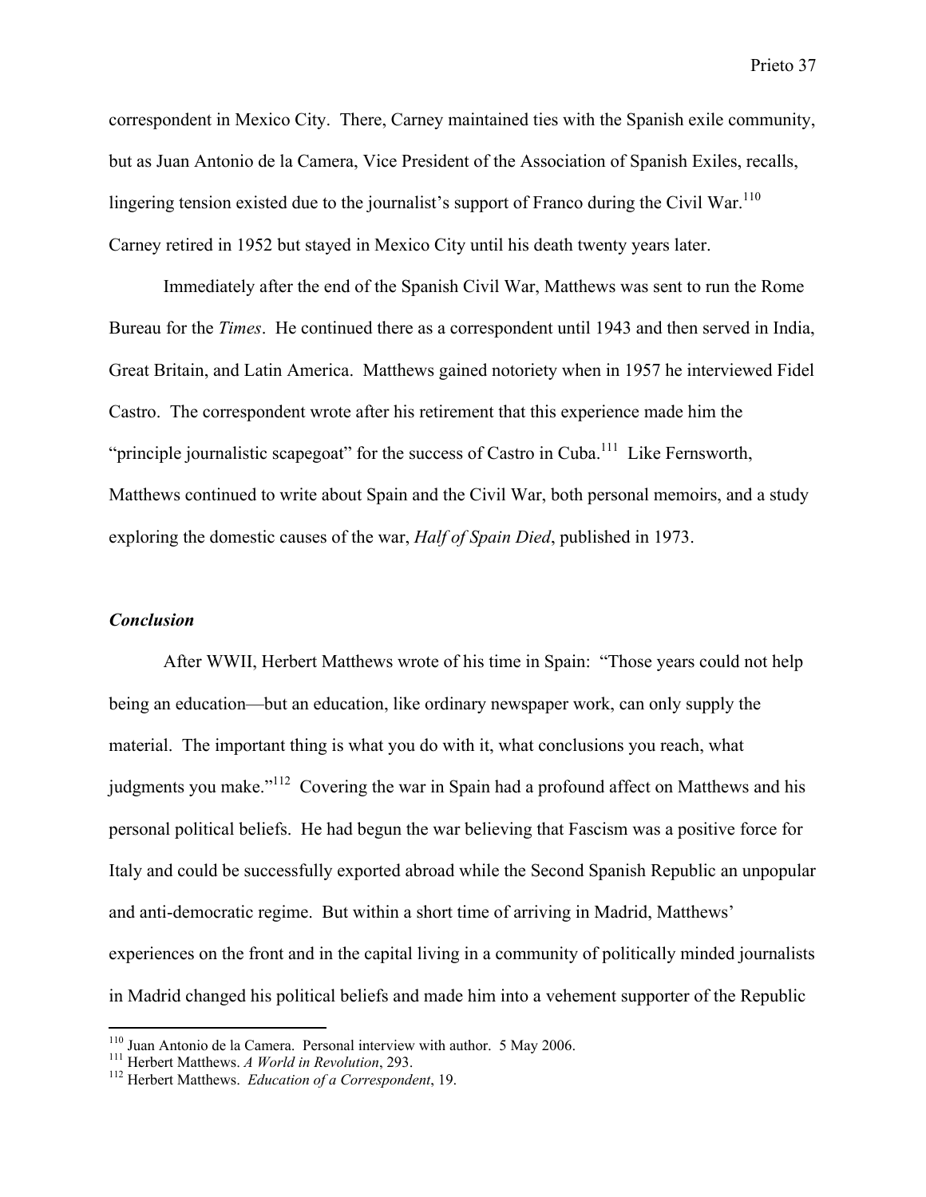correspondent in Mexico City. There, Carney maintained ties with the Spanish exile community, but as Juan Antonio de la Camera, Vice President of the Association of Spanish Exiles, recalls, lingering tension existed due to the journalist's support of Franco during the Civil War.[110] Carney retired in 1952 but stayed in Mexico City until his death twenty years later.

Immediately after the end of the Spanish Civil War, Matthews was sent to run the Rome Bureau for the *Times*. He continued there as a correspondent until 1943 and then served in India, Great Britain, and Latin America. Matthews gained notoriety when in 1957 he interviewed Fidel Castro. The correspondent wrote after his retirement that this experience made him the "principle journalistic scapegoat" for the success of Castro in Cuba.[111] Like Fernsworth, Matthews continued to write about Spain and the Civil War, both personal memoirs, and a study exploring the domestic causes of the war, *Half of Spain Died*, published in 1973.

### *Conclusion*

After WWII, Herbert Matthews wrote of his time in Spain: "Those years could not help being an education—but an education, like ordinary newspaper work, can only supply the material. The important thing is what you do with it, what conclusions you reach, what judgments you make."[112] Covering the war in Spain had a profound affect on Matthews and his personal political beliefs. He had begun the war believing that Fascism was a positive force for Italy and could be successfully exported abroad while the Second Spanish Republic an unpopular and anti-democratic regime. But within a short time of arriving in Madrid, Matthews' experiences on the front and in the capital living in a community of politically minded journalists in Madrid changed his political beliefs and made him into a vehement supporter of the Republic

---

[110] Juan Antonio de la Camera. Personal interview with author. 5 May 2006.
[111] Herbert Matthews. *A World in Revolution*, 293.
[112] Herbert Matthews. *Education of a Correspondent*, 19.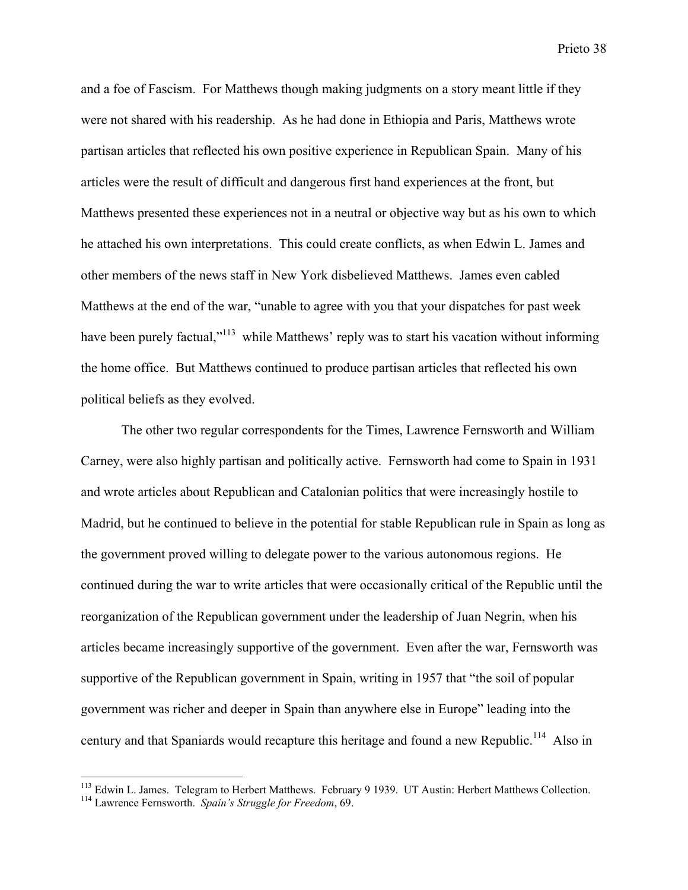and a foe of Fascism. For Matthews though making judgments on a story meant little if they were not shared with his readership. As he had done in Ethiopia and Paris, Matthews wrote partisan articles that reflected his own positive experience in Republican Spain. Many of his articles were the result of difficult and dangerous first hand experiences at the front, but Matthews presented these experiences not in a neutral or objective way but as his own to which he attached his own interpretations. This could create conflicts, as when Edwin L. James and other members of the news staff in New York disbelieved Matthews. James even cabled Matthews at the end of the war, "unable to agree with you that your dispatches for past week have been purely factual,"[113] while Matthews' reply was to start his vacation without informing the home office. But Matthews continued to produce partisan articles that reflected his own political beliefs as they evolved.

The other two regular correspondents for the Times, Lawrence Fernsworth and William Carney, were also highly partisan and politically active. Fernsworth had come to Spain in 1931 and wrote articles about Republican and Catalonian politics that were increasingly hostile to Madrid, but he continued to believe in the potential for stable Republican rule in Spain as long as the government proved willing to delegate power to the various autonomous regions. He continued during the war to write articles that were occasionally critical of the Republic until the reorganization of the Republican government under the leadership of Juan Negrin, when his articles became increasingly supportive of the government. Even after the war, Fernsworth was supportive of the Republican government in Spain, writing in 1957 that "the soil of popular government was richer and deeper in Spain than anywhere else in Europe" leading into the century and that Spaniards would recapture this heritage and found a new Republic.[114] Also in

---

[113] Edwin L. James. Telegram to Herbert Matthews. February 9 1939. UT Austin: Herbert Matthews Collection.

[114] Lawrence Fernsworth. *Spain's Struggle for Freedom*, 69.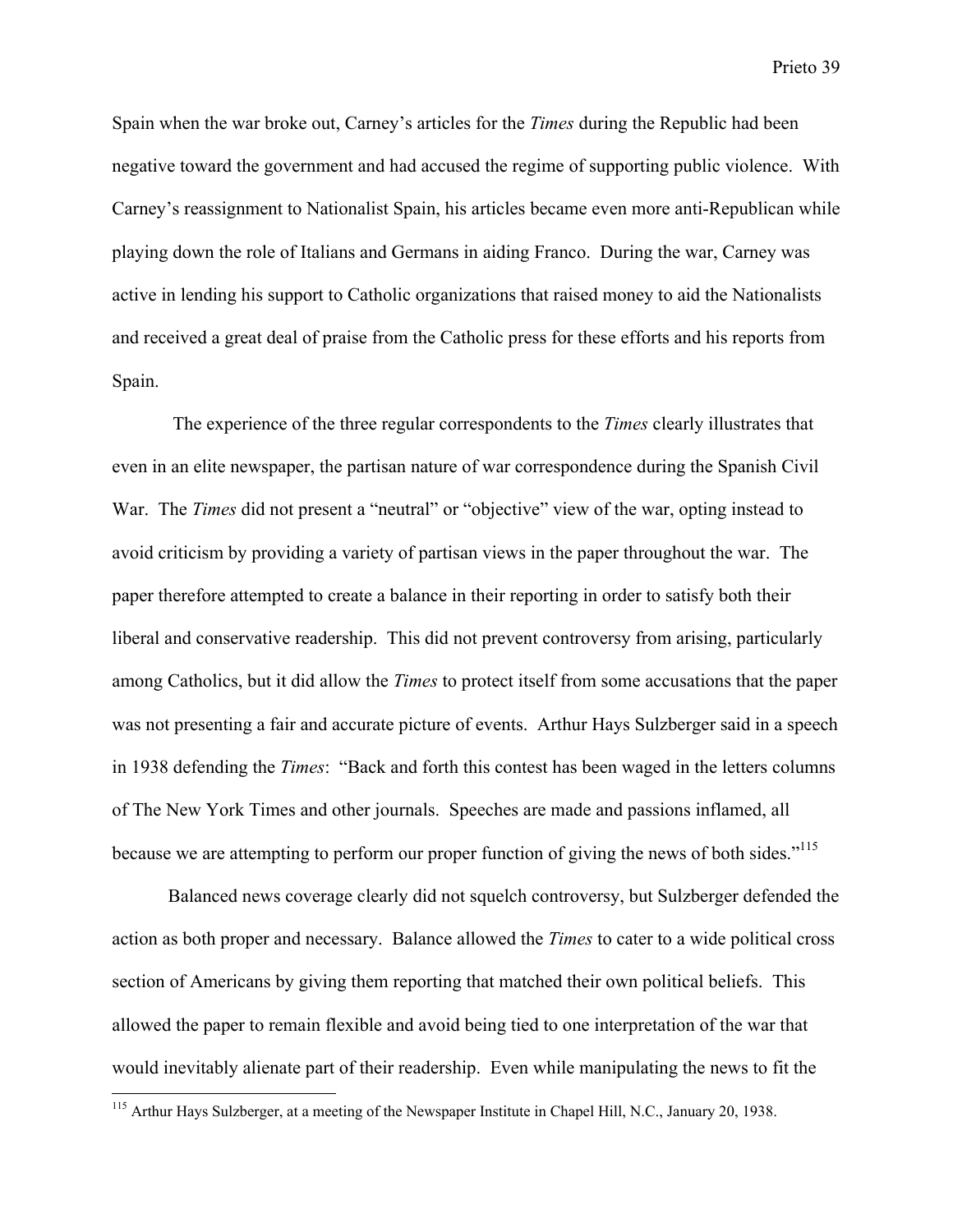Spain when the war broke out, Carney's articles for the *Times* during the Republic had been negative toward the government and had accused the regime of supporting public violence. With Carney's reassignment to Nationalist Spain, his articles became even more anti-Republican while playing down the role of Italians and Germans in aiding Franco. During the war, Carney was active in lending his support to Catholic organizations that raised money to aid the Nationalists and received a great deal of praise from the Catholic press for these efforts and his reports from Spain.

The experience of the three regular correspondents to the *Times* clearly illustrates that even in an elite newspaper, the partisan nature of war correspondence during the Spanish Civil War. The *Times* did not present a "neutral" or "objective" view of the war, opting instead to avoid criticism by providing a variety of partisan views in the paper throughout the war. The paper therefore attempted to create a balance in their reporting in order to satisfy both their liberal and conservative readership. This did not prevent controversy from arising, particularly among Catholics, but it did allow the *Times* to protect itself from some accusations that the paper was not presenting a fair and accurate picture of events. Arthur Hays Sulzberger said in a speech in 1938 defending the *Times*: "Back and forth this contest has been waged in the letters columns of The New York Times and other journals. Speeches are made and passions inflamed, all because we are attempting to perform our proper function of giving the news of both sides."[115]

Balanced news coverage clearly did not squelch controversy, but Sulzberger defended the action as both proper and necessary. Balance allowed the *Times* to cater to a wide political cross section of Americans by giving them reporting that matched their own political beliefs. This allowed the paper to remain flexible and avoid being tied to one interpretation of the war that would inevitably alienate part of their readership. Even while manipulating the news to fit the

[115] Arthur Hays Sulzberger, at a meeting of the Newspaper Institute in Chapel Hill, N.C., January 20, 1938.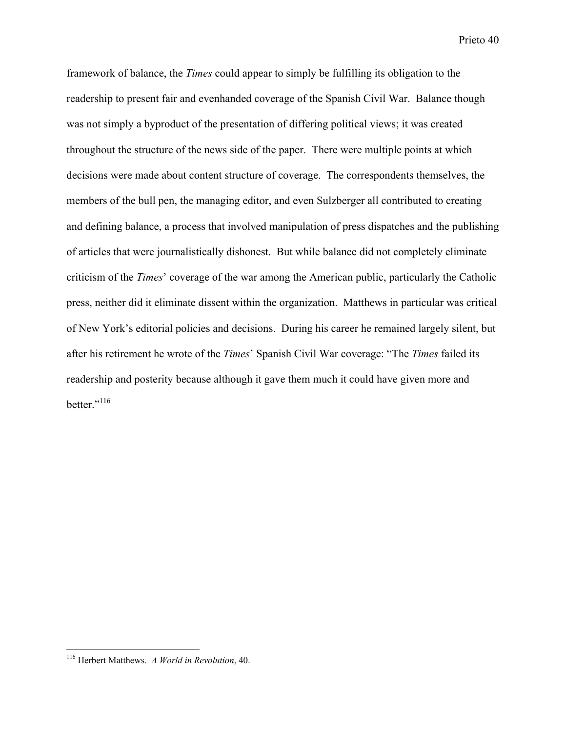framework of balance, the *Times* could appear to simply be fulfilling its obligation to the readership to present fair and evenhanded coverage of the Spanish Civil War. Balance though was not simply a byproduct of the presentation of differing political views; it was created throughout the structure of the news side of the paper. There were multiple points at which decisions were made about content structure of coverage. The correspondents themselves, the members of the bull pen, the managing editor, and even Sulzberger all contributed to creating and defining balance, a process that involved manipulation of press dispatches and the publishing of articles that were journalistically dishonest. But while balance did not completely eliminate criticism of the *Times*' coverage of the war among the American public, particularly the Catholic press, neither did it eliminate dissent within the organization. Matthews in particular was critical of New York's editorial policies and decisions. During his career he remained largely silent, but after his retirement he wrote of the *Times*' Spanish Civil War coverage: "The *Times* failed its readership and posterity because although it gave them much it could have given more and better."[116]

---

[116] Herbert Matthews. *A World in Revolution*, 40.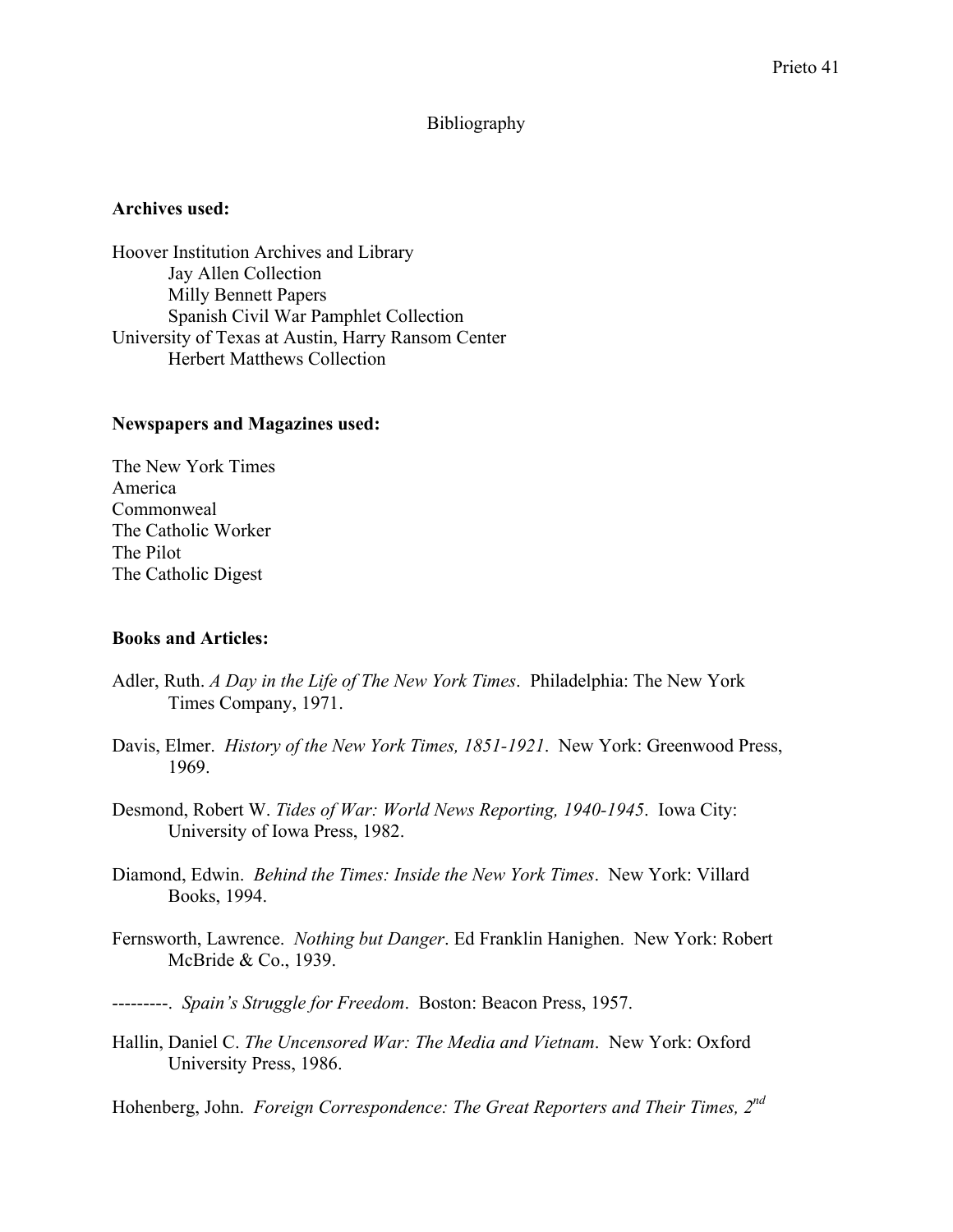# Bibliography

**Archives used:**

Hoover Institution Archives and Library
- Jay Allen Collection
- Milly Bennett Papers
- Spanish Civil War Pamphlet Collection

University of Texas at Austin, Harry Ransom Center
- Herbert Matthews Collection

**Newspapers and Magazines used:**

The New York Times
America
Commonweal
The Catholic Worker
The Pilot
The Catholic Digest

**Books and Articles:**

Adler, Ruth. *A Day in the Life of The New York Times*. Philadelphia: The New York Times Company, 1971.

Davis, Elmer. *History of the New York Times, 1851-1921*. New York: Greenwood Press, 1969.

Desmond, Robert W. *Tides of War: World News Reporting, 1940-1945*. Iowa City: University of Iowa Press, 1982.

Diamond, Edwin. *Behind the Times: Inside the New York Times*. New York: Villard Books, 1994.

Fernsworth, Lawrence. *Nothing but Danger*. Ed Franklin Hanighen. New York: Robert McBride & Co., 1939.

---------. *Spain's Struggle for Freedom*. Boston: Beacon Press, 1957.

Hallin, Daniel C. *The Uncensored War: The Media and Vietnam*. New York: Oxford University Press, 1986.

Hohenberg, John. *Foreign Correspondence: The Great Reporters and Their Times, 2nd*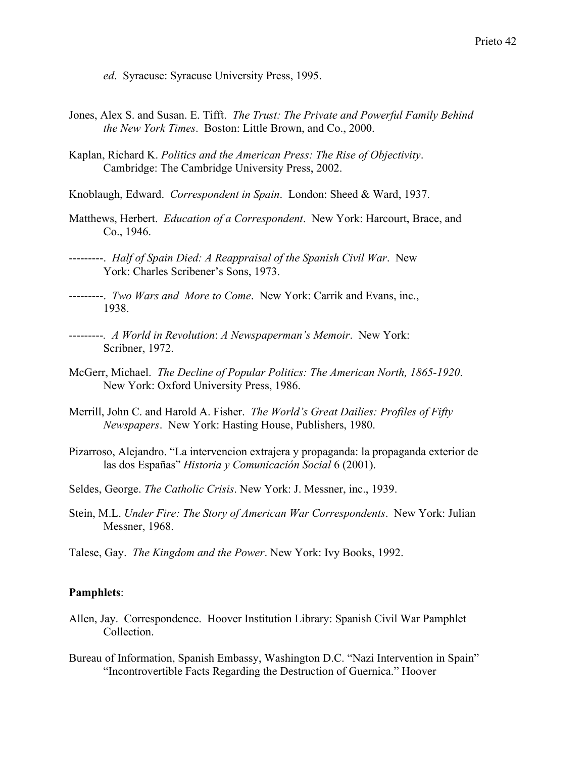*ed*. Syracuse: Syracuse University Press, 1995.

Jones, Alex S. and Susan. E. Tifft. *The Trust: The Private and Powerful Family Behind the New York Times*. Boston: Little Brown, and Co., 2000.

Kaplan, Richard K. *Politics and the American Press: The Rise of Objectivity*. Cambridge: The Cambridge University Press, 2002.

Knoblaugh, Edward. *Correspondent in Spain*. London: Sheed & Ward, 1937.

Matthews, Herbert. *Education of a Correspondent*. New York: Harcourt, Brace, and Co., 1946.

---------. *Half of Spain Died: A Reappraisal of the Spanish Civil War*. New York: Charles Scribener's Sons, 1973.

---------. *Two Wars and More to Come*. New York: Carrik and Evans, inc., 1938.

---------. *A World in Revolution*: *A Newspaperman's Memoir*. New York: Scribner, 1972.

McGerr, Michael. *The Decline of Popular Politics: The American North, 1865-1920*. New York: Oxford University Press, 1986.

Merrill, John C. and Harold A. Fisher. *The World's Great Dailies: Profiles of Fifty Newspapers*. New York: Hasting House, Publishers, 1980.

Pizarroso, Alejandro. "La intervencion extrajera y propaganda: la propaganda exterior de las dos Españas" *Historia y Comunicación Social* 6 (2001).

Seldes, George. *The Catholic Crisis*. New York: J. Messner, inc., 1939.

Stein, M.L. *Under Fire: The Story of American War Correspondents*. New York: Julian Messner, 1968.

Talese, Gay. *The Kingdom and the Power*. New York: Ivy Books, 1992.

**Pamphlets**:

Allen, Jay. Correspondence. Hoover Institution Library: Spanish Civil War Pamphlet Collection.

Bureau of Information, Spanish Embassy, Washington D.C. "Nazi Intervention in Spain" "Incontrovertible Facts Regarding the Destruction of Guernica." Hoover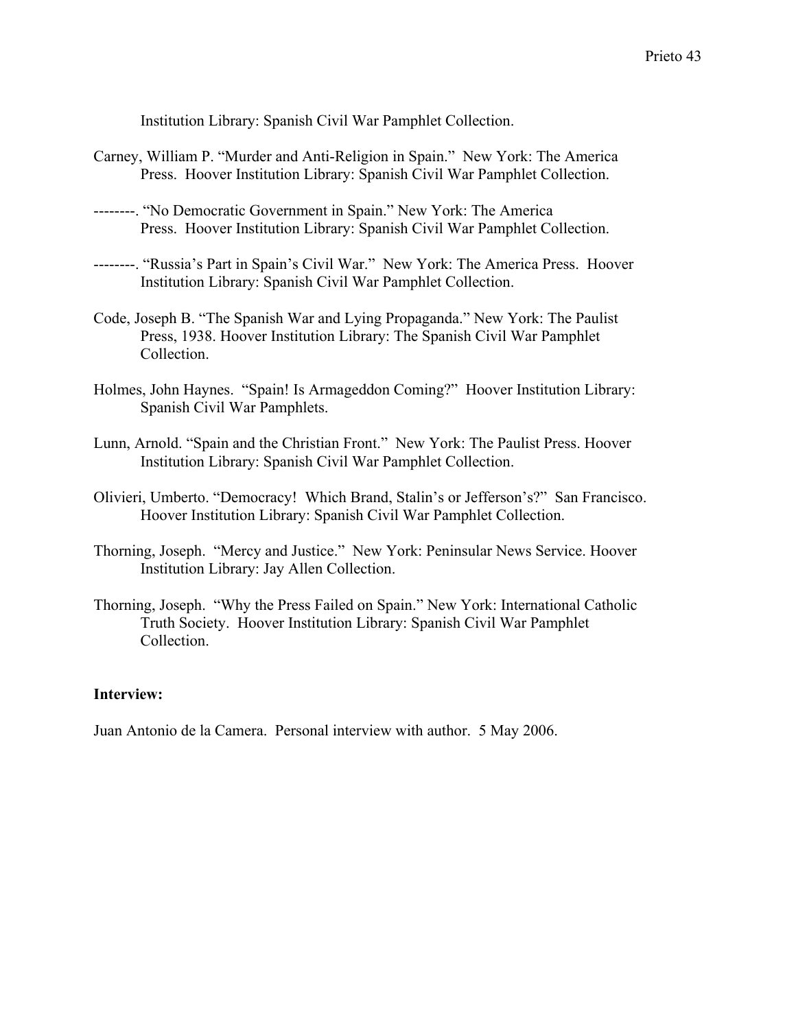Institution Library: Spanish Civil War Pamphlet Collection.

Carney, William P. "Murder and Anti-Religion in Spain." New York: The America Press. Hoover Institution Library: Spanish Civil War Pamphlet Collection.

--------. "No Democratic Government in Spain." New York: The America Press. Hoover Institution Library: Spanish Civil War Pamphlet Collection.

--------. "Russia's Part in Spain's Civil War." New York: The America Press. Hoover Institution Library: Spanish Civil War Pamphlet Collection.

Code, Joseph B. "The Spanish War and Lying Propaganda." New York: The Paulist Press, 1938. Hoover Institution Library: The Spanish Civil War Pamphlet Collection.

Holmes, John Haynes. "Spain! Is Armageddon Coming?" Hoover Institution Library: Spanish Civil War Pamphlets.

Lunn, Arnold. "Spain and the Christian Front." New York: The Paulist Press. Hoover Institution Library: Spanish Civil War Pamphlet Collection.

Olivieri, Umberto. "Democracy! Which Brand, Stalin's or Jefferson's?" San Francisco. Hoover Institution Library: Spanish Civil War Pamphlet Collection.

Thorning, Joseph. "Mercy and Justice." New York: Peninsular News Service. Hoover Institution Library: Jay Allen Collection.

Thorning, Joseph. "Why the Press Failed on Spain." New York: International Catholic Truth Society. Hoover Institution Library: Spanish Civil War Pamphlet Collection.

**Interview:**

Juan Antonio de la Camera. Personal interview with author. 5 May 2006.